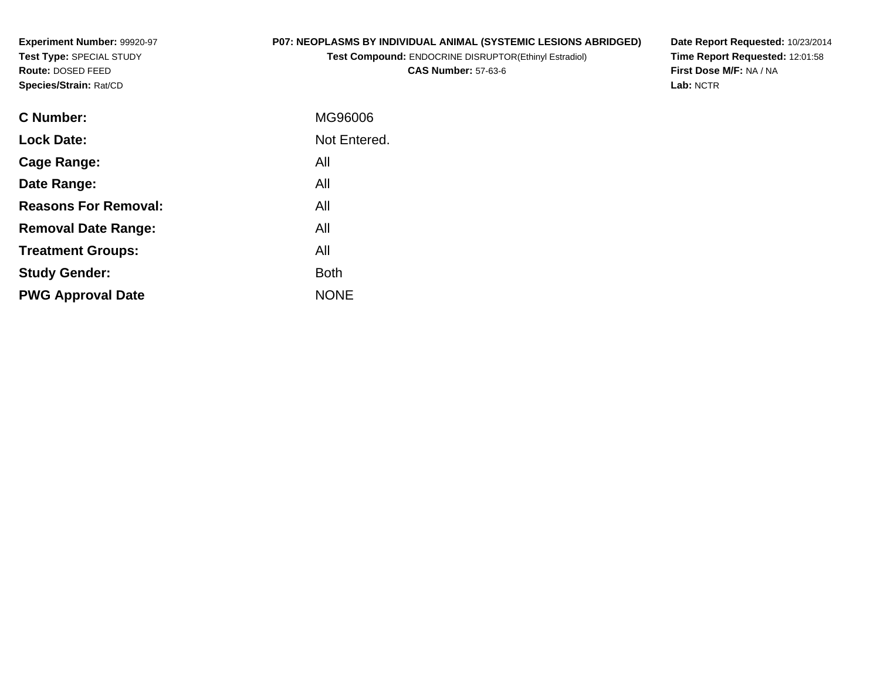**Experiment Number:** 99920-97
**Test Type:** SPECIAL STUDY
**Route:** DOSED FEED
**Species/Strain:** Rat/CD

**P07: NEOPLASMS BY INDIVIDUAL ANIMAL (SYSTEMIC LESIONS ABRIDGED)**
**Test Compound:** ENDOCRINE DISRUPTOR(Ethinyl Estradiol)
**CAS Number:** 57-63-6

**Date Report Requested:** 10/23/2014
**Time Report Requested:** 12:01:58
**First Dose M/F:** NA / NA
**Lab:** NCTR

| | |
|---|---|
| **C Number:** | MG96006 |
| **Lock Date:** | Not Entered. |
| **Cage Range:** | All |
| **Date Range:** | All |
| **Reasons For Removal:** | All |
| **Removal Date Range:** | All |
| **Treatment Groups:** | All |
| **Study Gender:** | Both |
| **PWG Approval Date** | NONE |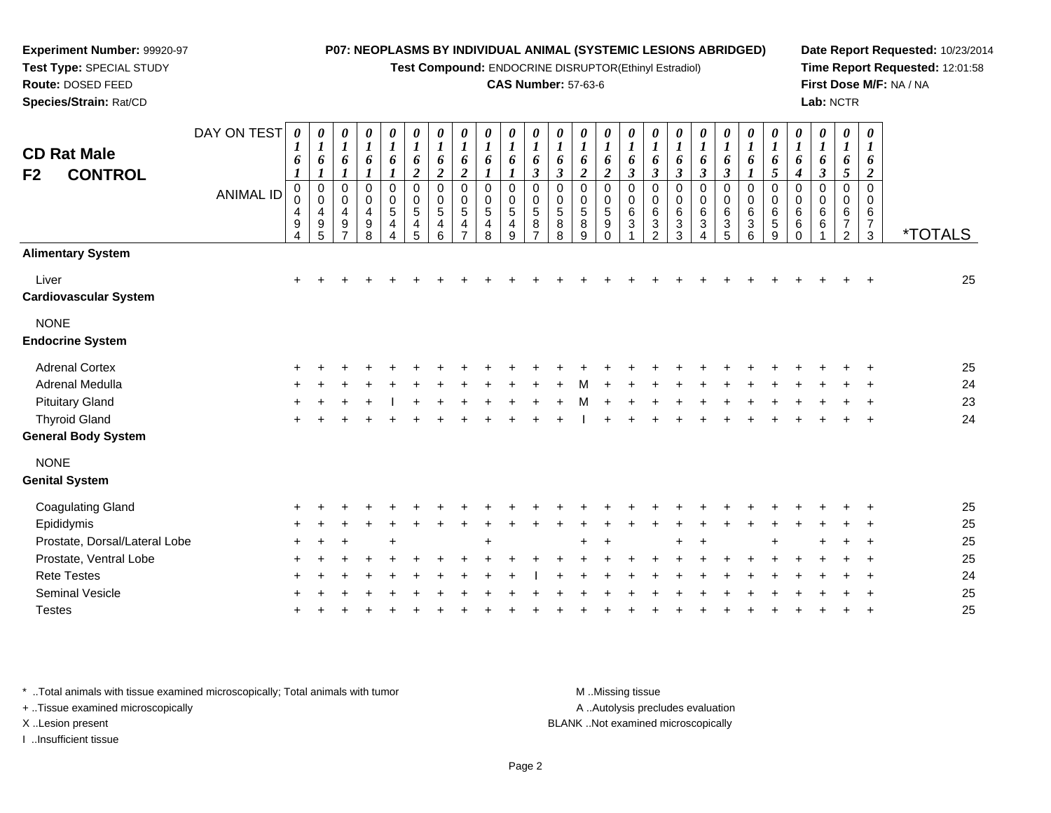**Experiment Number:** 99920-97
**Test Type:** SPECIAL STUDY
**Route:** DOSED FEED
**Species/Strain:** Rat/CD

**P07: NEOPLASMS BY INDIVIDUAL ANIMAL (SYSTEMIC LESIONS ABRIDGED)**
**Test Compound:** ENDOCRINE DISRUPTOR(Ethinyl Estradiol)
**CAS Number:** 57-63-6

**Date Report Requested:** 10/23/2014
**Time Report Requested:** 12:01:58
**First Dose M/F:** NA / NA
**Lab:** NCTR

## CD Rat Male
## F2 CONTROL

| DAY ON TEST | 0161 | 0161 | 0161 | 0161 | 0161 | 0162 | 0162 | 0162 | 0161 | 0161 | 0163 | 0163 | 0162 | 0162 | 0163 | 0163 | 0163 | 0163 | 0163 | 0161 | 0165 | 0164 | 0163 | 0165 | 0162 | |
|---|---|---|---|---|---|---|---|---|---|---|---|---|---|---|---|---|---|---|---|---|---|---|---|---|---|---|
| **ANIMAL ID** | 00494 | 00495 | 00497 | 00498 | 00544 | 00545 | 00546 | 00547 | 00548 | 00549 | 00587 | 00588 | 00589 | 00590 | 00631 | 00632 | 00633 | 00634 | 00635 | 00636 | 00659 | 00660 | 00661 | 00672 | 00673 | ***TOTALS** |
| **Alimentary System** | | | | | | | | | | | | | | | | | | | | | | | | | | |
| Liver | + | + | + | + | + | + | + | + | + | + | + | + | + | + | + | + | + | + | + | + | + | + | + | + | + | 25 |
| **Cardiovascular System** | | | | | | | | | | | | | | | | | | | | | | | | | | |
| NONE | | | | | | | | | | | | | | | | | | | | | | | | | | |
| **Endocrine System** | | | | | | | | | | | | | | | | | | | | | | | | | | |
| Adrenal Cortex | + | + | + | + | + | + | + | + | + | + | + | + | + | + | + | + | + | + | + | + | + | + | + | + | + | 25 |
| Adrenal Medulla | + | + | + | + | + | + | + | + | + | + | + | + | M | + | + | + | + | + | + | + | + | + | + | + | + | 24 |
| Pituitary Gland | + | + | + | + | I | + | + | + | + | + | + | + | M | + | + | + | + | + | + | + | + | + | + | + | + | 23 |
| Thyroid Gland | + | + | + | + | + | + | + | + | + | + | + | + | I | + | + | + | + | + | + | + | + | + | + | + | + | 24 |
| **General Body System** | | | | | | | | | | | | | | | | | | | | | | | | | | |
| NONE | | | | | | | | | | | | | | | | | | | | | | | | | | |
| **Genital System** | | | | | | | | | | | | | | | | | | | | | | | | | | |
| Coagulating Gland | + | + | + | + | + | + | + | + | + | + | + | + | + | + | + | + | + | + | + | + | + | + | + | + | + | 25 |
| Epididymis | + | + | + | + | + | + | + | + | + | + | + | + | + | + | + | + | + | + | + | + | + | + | + | + | + | 25 |
| Prostate, Dorsal/Lateral Lobe | + | + | + | | + | | | | + | | | | + | + | | | + | + | | | + | | + | + | + | 25 |
| Prostate, Ventral Lobe | + | + | + | + | + | + | + | + | + | + | + | + | + | + | + | + | + | + | + | + | + | + | + | + | + | 25 |
| Rete Testes | + | + | + | + | + | + | + | + | + | + | I | + | + | + | + | + | + | + | + | + | + | + | + | + | + | 24 |
| Seminal Vesicle | + | + | + | + | + | + | + | + | + | + | + | + | + | + | + | + | + | + | + | + | + | + | + | + | + | 25 |
| Testes | + | + | + | + | + | + | + | + | + | + | + | + | + | + | + | + | + | + | + | + | + | + | + | + | + | 25 |

* ..Total animals with tissue examined microscopically; Total animals with tumor
+ ..Tissue examined microscopically
X ..Lesion present
I ..Insufficient tissue

M ..Missing tissue
A ..Autolysis precludes evaluation
BLANK ..Not examined microscopically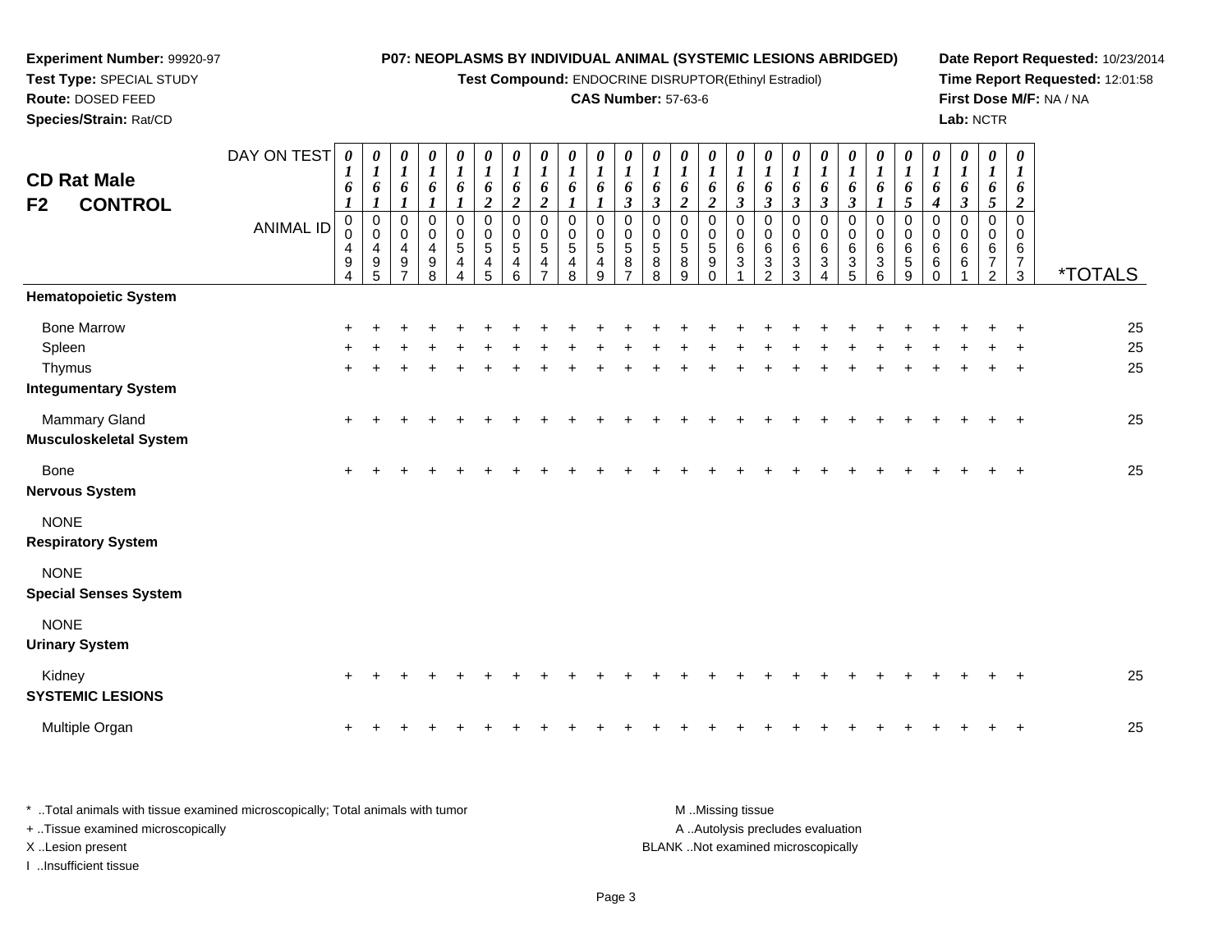**Experiment Number:** 99920-97
**Test Type:** SPECIAL STUDY
**Route:** DOSED FEED
**Species/Strain:** Rat/CD

**P07: NEOPLASMS BY INDIVIDUAL ANIMAL (SYSTEMIC LESIONS ABRIDGED)**
**Test Compound:** ENDOCRINE DISRUPTOR(Ethinyl Estradiol)
**CAS Number:** 57-63-6

**Date Report Requested:** 10/23/2014
**Time Report Requested:** 12:01:58
**First Dose M/F:** NA / NA
**Lab:** NCTR

## CD Rat Male
## F2 CONTROL

| DAY ON TEST | 0161 | 0161 | 0161 | 0161 | 0161 | 0162 | 0162 | 0162 | 0161 | 0161 | 0163 | 0163 | 0162 | 0162 | 0163 | 0163 | 0163 | 0163 | 0163 | 0161 | 0165 | 0164 | 0163 | 0165 | 0162 | |
|---|---|---|---|---|---|---|---|---|---|---|---|---|---|---|---|---|---|---|---|---|---|---|---|---|---|---|
| **ANIMAL ID** | 00494 | 00495 | 00497 | 00498 | 00544 | 00545 | 00546 | 00547 | 00548 | 00549 | 00587 | 00588 | 00589 | 00590 | 00631 | 00632 | 00633 | 00634 | 00635 | 00636 | 00659 | 00660 | 00661 | 00672 | 00673 | ***TOTALS** |
| **Hematopoietic System** | | | | | | | | | | | | | | | | | | | | | | | | | | |
| Bone Marrow | + | + | + | + | + | + | + | + | + | + | + | + | + | + | + | + | + | + | + | + | + | + | + | + | + | 25 |
| Spleen | + | + | + | + | + | + | + | + | + | + | + | + | + | + | + | + | + | + | + | + | + | + | + | + | + | 25 |
| Thymus | + | + | + | + | + | + | + | + | + | + | + | + | + | + | + | + | + | + | + | + | + | + | + | + | + | 25 |
| **Integumentary System** | | | | | | | | | | | | | | | | | | | | | | | | | | |
| Mammary Gland | + | + | + | + | + | + | + | + | + | + | + | + | + | + | + | + | + | + | + | + | + | + | + | + | + | 25 |
| **Musculoskeletal System** | | | | | | | | | | | | | | | | | | | | | | | | | | |
| Bone | + | + | + | + | + | + | + | + | + | + | + | + | + | + | + | + | + | + | + | + | + | + | + | + | + | 25 |
| **Nervous System** | | | | | | | | | | | | | | | | | | | | | | | | | | |
| NONE | | | | | | | | | | | | | | | | | | | | | | | | | | |
| **Respiratory System** | | | | | | | | | | | | | | | | | | | | | | | | | | |
| NONE | | | | | | | | | | | | | | | | | | | | | | | | | | |
| **Special Senses System** | | | | | | | | | | | | | | | | | | | | | | | | | | |
| NONE | | | | | | | | | | | | | | | | | | | | | | | | | | |
| **Urinary System** | | | | | | | | | | | | | | | | | | | | | | | | | | |
| Kidney | + | + | + | + | + | + | + | + | + | + | + | + | + | + | + | + | + | + | + | + | + | + | + | + | + | 25 |
| **SYSTEMIC LESIONS** | | | | | | | | | | | | | | | | | | | | | | | | | | |
| Multiple Organ | + | + | + | + | + | + | + | + | + | + | + | + | + | + | + | + | + | + | + | + | + | + | + | + | + | 25 |

* ..Total animals with tissue examined microscopically; Total animals with tumor
+ ..Tissue examined microscopically
X ..Lesion present
I ..Insufficient tissue

M ..Missing tissue
A ..Autolysis precludes evaluation
BLANK ..Not examined microscopically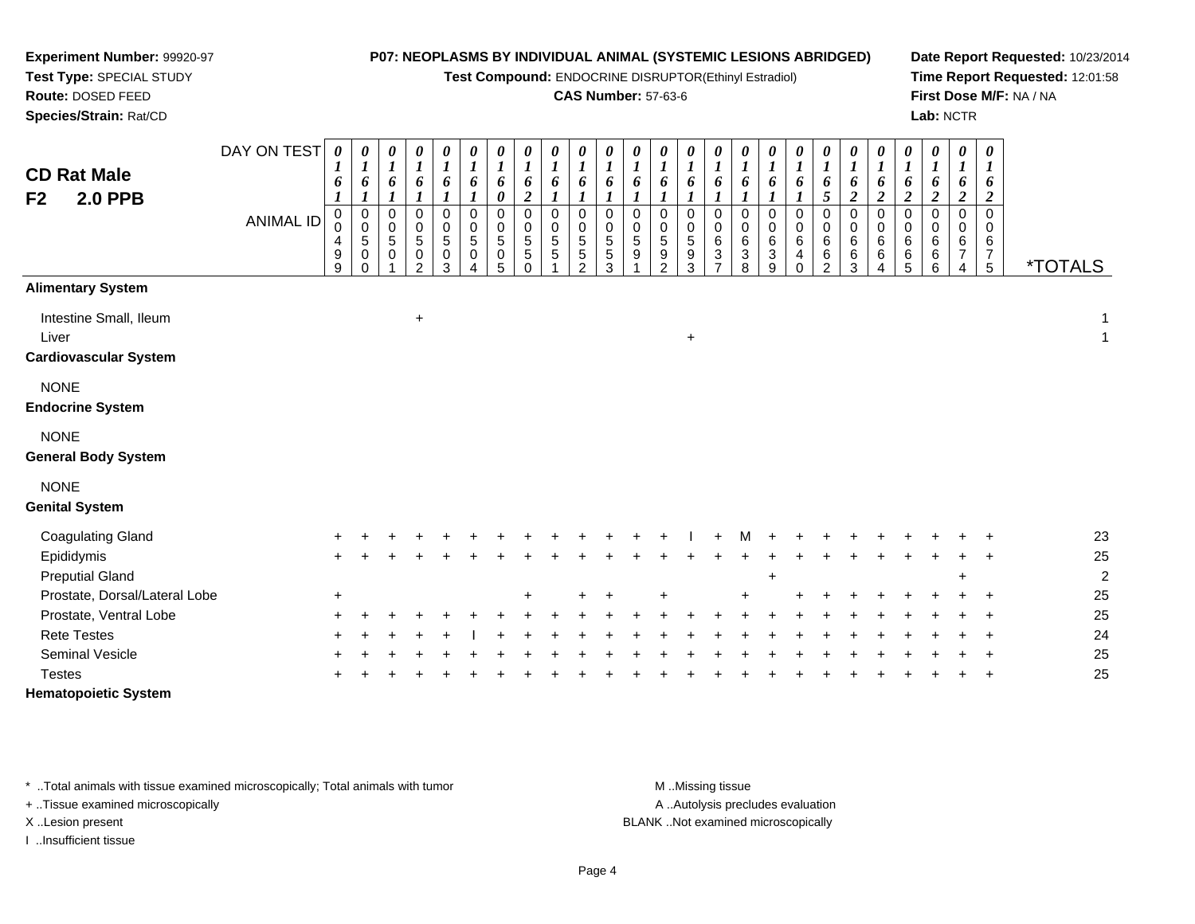**Experiment Number:** 99920-97
**Test Type:** SPECIAL STUDY
**Route:** DOSED FEED
**Species/Strain:** Rat/CD

**P07: NEOPLASMS BY INDIVIDUAL ANIMAL (SYSTEMIC LESIONS ABRIDGED)**
**Test Compound:** ENDOCRINE DISRUPTOR(Ethinyl Estradiol)
**CAS Number:** 57-63-6

**Date Report Requested:** 10/23/2014
**Time Report Requested:** 12:01:58
**First Dose M/F:** NA / NA
**Lab:** NCTR

## CD Rat Male
## F2 2.0 PPB

| DAY ON TEST | 0161 | 0161 | 0161 | 0161 | 0161 | 0161 | 0160 | 0162 | 0161 | 0161 | 0161 | 0161 | 0161 | 0161 | 0161 | 0161 | 0161 | 0161 | 0165 | 0162 | 0162 | 0162 | 0162 | 0162 | 0162 | |
|---|---|---|---|---|---|---|---|---|---|---|---|---|---|---|---|---|---|---|---|---|---|---|---|---|---|---|
| ANIMAL ID | 00499 | 00500 | 00501 | 00502 | 00503 | 00504 | 00505 | 00550 | 00551 | 00552 | 00553 | 00591 | 00592 | 00593 | 00637 | 00638 | 00639 | 00640 | 00662 | 00663 | 00664 | 00665 | 00666 | 00674 | 00675 | *TOTALS |
| **Alimentary System** | | | | | | | | | | | | | | | | | | | | | | | | | | |
| Intestine Small, Ileum | | | | + | | | | | | | | | | | | | | | | | | | | | | 1 |
| Liver | | | | | | | | | | | | | | + | | | | | | | | | | | | 1 |
| **Cardiovascular System** | | | | | | | | | | | | | | | | | | | | | | | | | | |
| NONE | | | | | | | | | | | | | | | | | | | | | | | | | | |
| **Endocrine System** | | | | | | | | | | | | | | | | | | | | | | | | | | |
| NONE | | | | | | | | | | | | | | | | | | | | | | | | | | |
| **General Body System** | | | | | | | | | | | | | | | | | | | | | | | | | | |
| NONE | | | | | | | | | | | | | | | | | | | | | | | | | | |
| **Genital System** | | | | | | | | | | | | | | | | | | | | | | | | | | |
| Coagulating Gland | + | + | + | + | + | + | + | + | + | + | + | + | + | I | + | M | + | + | + | + | + | + | + | + | + | 23 |
| Epididymis | + | + | + | + | + | + | + | + | + | + | + | + | + | + | + | + | + | + | + | + | + | + | + | + | + | 25 |
| Preputial Gland | | | | | | | | | | | | | | | | | + | | | | | | | + | | 2 |
| Prostate, Dorsal/Lateral Lobe | + | | | | | | | + | | + | + | | + | | | + | | + | + | + | + | + | + | + | + | 25 |
| Prostate, Ventral Lobe | + | + | + | + | + | + | + | + | + | + | + | + | + | + | + | + | + | + | + | + | + | + | + | + | + | 25 |
| Rete Testes | + | + | + | + | + | I | + | + | + | + | + | + | + | + | + | + | + | + | + | + | + | + | + | + | + | 24 |
| Seminal Vesicle | + | + | + | + | + | + | + | + | + | + | + | + | + | + | + | + | + | + | + | + | + | + | + | + | + | 25 |
| Testes | + | + | + | + | + | + | + | + | + | + | + | + | + | + | + | + | + | + | + | + | + | + | + | + | + | 25 |
| **Hematopoietic System** | | | | | | | | | | | | | | | | | | | | | | | | | | |

\* ..Total animals with tissue examined microscopically; Total animals with tumor
\+ ..Tissue examined microscopically
X ..Lesion present
I ..Insufficient tissue

M ..Missing tissue
A ..Autolysis precludes evaluation
BLANK ..Not examined microscopically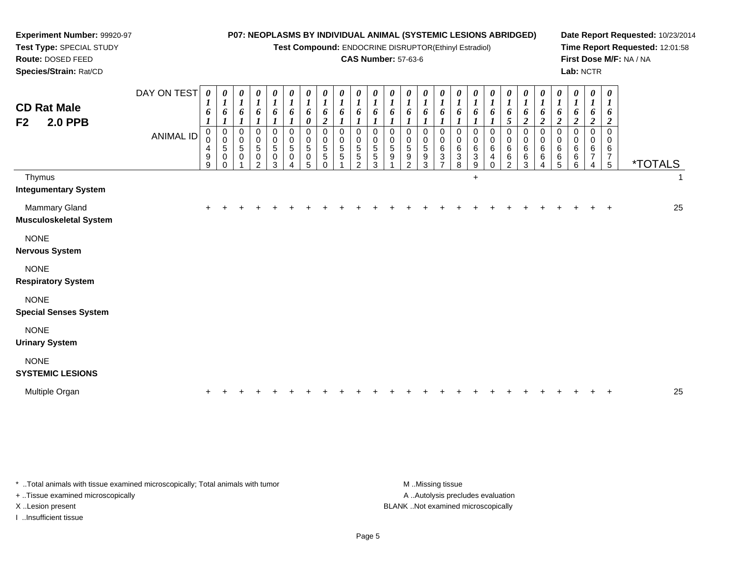**Experiment Number:** 99920-97
**Test Type:** SPECIAL STUDY
**Route:** DOSED FEED
**Species/Strain:** Rat/CD

**P07: NEOPLASMS BY INDIVIDUAL ANIMAL (SYSTEMIC LESIONS ABRIDGED)**
**Test Compound:** ENDOCRINE DISRUPTOR(Ethinyl Estradiol)
**CAS Number:** 57-63-6

**Date Report Requested:** 10/23/2014
**Time Report Requested:** 12:01:58
**First Dose M/F:** NA / NA
**Lab:** NCTR

# CD Rat Male
## F2 2.0 PPB

| DAY ON TEST | 0161 | 0161 | 0161 | 0161 | 0161 | 0161 | 0160 | 0162 | 0161 | 0161 | 0161 | 0161 | 0161 | 0161 | 0161 | 0161 | 0161 | 0161 | 0165 | 0162 | 0162 | 0162 | 0162 | 0162 | 0162 | |
|---|---|---|---|---|---|---|---|---|---|---|---|---|---|---|---|---|---|---|---|---|---|---|---|---|---|---|
| **ANIMAL ID** | 00499 | 00500 | 00501 | 00502 | 00503 | 00504 | 00505 | 00550 | 00551 | 00552 | 00553 | 00591 | 00592 | 00593 | 00637 | 00638 | 00639 | 00640 | 00662 | 00663 | 00664 | 00665 | 00666 | 00674 | 00675 | ***TOTALS** |
| Thymus | | | | | | | | | | | | | | | | | + | | | | | | | | | 1 |
| **Integumentary System** | | | | | | | | | | | | | | | | | | | | | | | | | | |
| Mammary Gland | + | + | + | + | + | + | + | + | + | + | + | + | + | + | + | + | + | + | + | + | + | + | + | + | + | 25 |
| **Musculoskeletal System** | | | | | | | | | | | | | | | | | | | | | | | | | | |
| NONE | | | | | | | | | | | | | | | | | | | | | | | | | | |
| **Nervous System** | | | | | | | | | | | | | | | | | | | | | | | | | | |
| NONE | | | | | | | | | | | | | | | | | | | | | | | | | | |
| **Respiratory System** | | | | | | | | | | | | | | | | | | | | | | | | | | |
| NONE | | | | | | | | | | | | | | | | | | | | | | | | | | |
| **Special Senses System** | | | | | | | | | | | | | | | | | | | | | | | | | | |
| NONE | | | | | | | | | | | | | | | | | | | | | | | | | | |
| **Urinary System** | | | | | | | | | | | | | | | | | | | | | | | | | | |
| NONE | | | | | | | | | | | | | | | | | | | | | | | | | | |
| **SYSTEMIC LESIONS** | | | | | | | | | | | | | | | | | | | | | | | | | | |
| Multiple Organ | + | + | + | + | + | + | + | + | + | + | + | + | + | + | + | + | + | + | + | + | + | + | + | + | + | 25 |

\* ..Total animals with tissue examined microscopically; Total animals with tumor
+ ..Tissue examined microscopically
X ..Lesion present
I ..Insufficient tissue

M ..Missing tissue
A ..Autolysis precludes evaluation
BLANK ..Not examined microscopically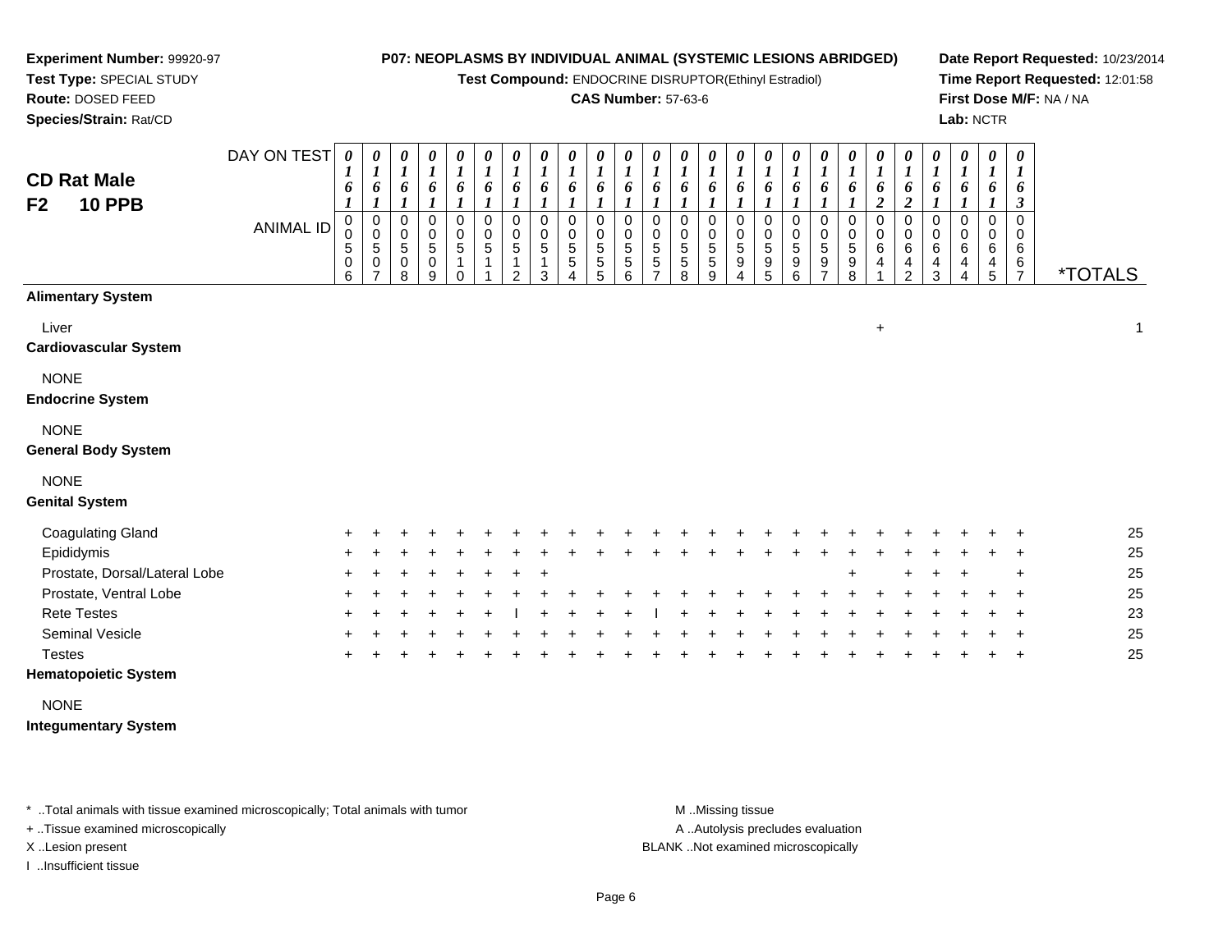**Experiment Number:** 99920-97
**Test Type:** SPECIAL STUDY
**Route:** DOSED FEED
**Species/Strain:** Rat/CD

**P07: NEOPLASMS BY INDIVIDUAL ANIMAL (SYSTEMIC LESIONS ABRIDGED)**
**Test Compound:** ENDOCRINE DISRUPTOR(Ethinyl Estradiol)
**CAS Number:** 57-63-6

**Date Report Requested:** 10/23/2014
**Time Report Requested:** 12:01:58
**First Dose M/F:** NA / NA
**Lab:** NCTR

## CD Rat Male F2 10 PPB

| DAY ON TEST | 0161 | 0161 | 0161 | 0161 | 0161 | 0161 | 0161 | 0161 | 0161 | 0161 | 0161 | 0161 | 0161 | 0161 | 0161 | 0161 | 0161 | 0161 | 0161 | 0162 | 0162 | 0161 | 0161 | 0161 | 0163 | |
|---|---|---|---|---|---|---|---|---|---|---|---|---|---|---|---|---|---|---|---|---|---|---|---|---|---|---|
| **ANIMAL ID** | 0506 | 0507 | 0508 | 0509 | 0510 | 0511 | 0512 | 0513 | 0554 | 0555 | 0556 | 0557 | 0558 | 0559 | 0594 | 0595 | 0596 | 0597 | 0598 | 0641 | 0642 | 0643 | 0644 | 0645 | 0667 | ***TOTALS** |
| **Alimentary System** | | | | | | | | | | | | | | | | | | | | | | | | | | |
| Liver | | | | | | | | | | | | | | | | | | | | + | | | | | | 1 |
| **Cardiovascular System** | | | | | | | | | | | | | | | | | | | | | | | | | | |
| NONE | | | | | | | | | | | | | | | | | | | | | | | | | | |
| **Endocrine System** | | | | | | | | | | | | | | | | | | | | | | | | | | |
| NONE | | | | | | | | | | | | | | | | | | | | | | | | | | |
| **General Body System** | | | | | | | | | | | | | | | | | | | | | | | | | | |
| NONE | | | | | | | | | | | | | | | | | | | | | | | | | | |
| **Genital System** | | | | | | | | | | | | | | | | | | | | | | | | | | |
| Coagulating Gland | + | + | + | + | + | + | + | + | + | + | + | + | + | + | + | + | + | + | + | + | + | + | + | + | + | 25 |
| Epididymis | + | + | + | + | + | + | + | + | + | + | + | + | + | + | + | + | + | + | + | + | + | + | + | + | + | 25 |
| Prostate, Dorsal/Lateral Lobe | + | + | + | + | + | + | + | + | | | | | | | | | | | + | | + | + | + | | + | 25 |
| Prostate, Ventral Lobe | + | + | + | + | + | + | + | + | + | + | + | + | + | + | + | + | + | + | + | + | + | + | + | + | + | 25 |
| Rete Testes | + | + | + | + | + | + | I | + | + | + | + | I | + | + | + | + | + | + | + | + | + | + | + | + | + | 23 |
| Seminal Vesicle | + | + | + | + | + | + | + | + | + | + | + | + | + | + | + | + | + | + | + | + | + | + | + | + | + | 25 |
| Testes | + | + | + | + | + | + | + | + | + | + | + | + | + | + | + | + | + | + | + | + | + | + | + | + | + | 25 |
| **Hematopoietic System** | | | | | | | | | | | | | | | | | | | | | | | | | | |
| NONE | | | | | | | | | | | | | | | | | | | | | | | | | | |
| **Integumentary System** | | | | | | | | | | | | | | | | | | | | | | | | | | |

* ..Total animals with tissue examined microscopically; Total animals with tumor
+ ..Tissue examined microscopically
X ..Lesion present
I ..Insufficient tissue

M ..Missing tissue
A ..Autolysis precludes evaluation
BLANK ..Not examined microscopically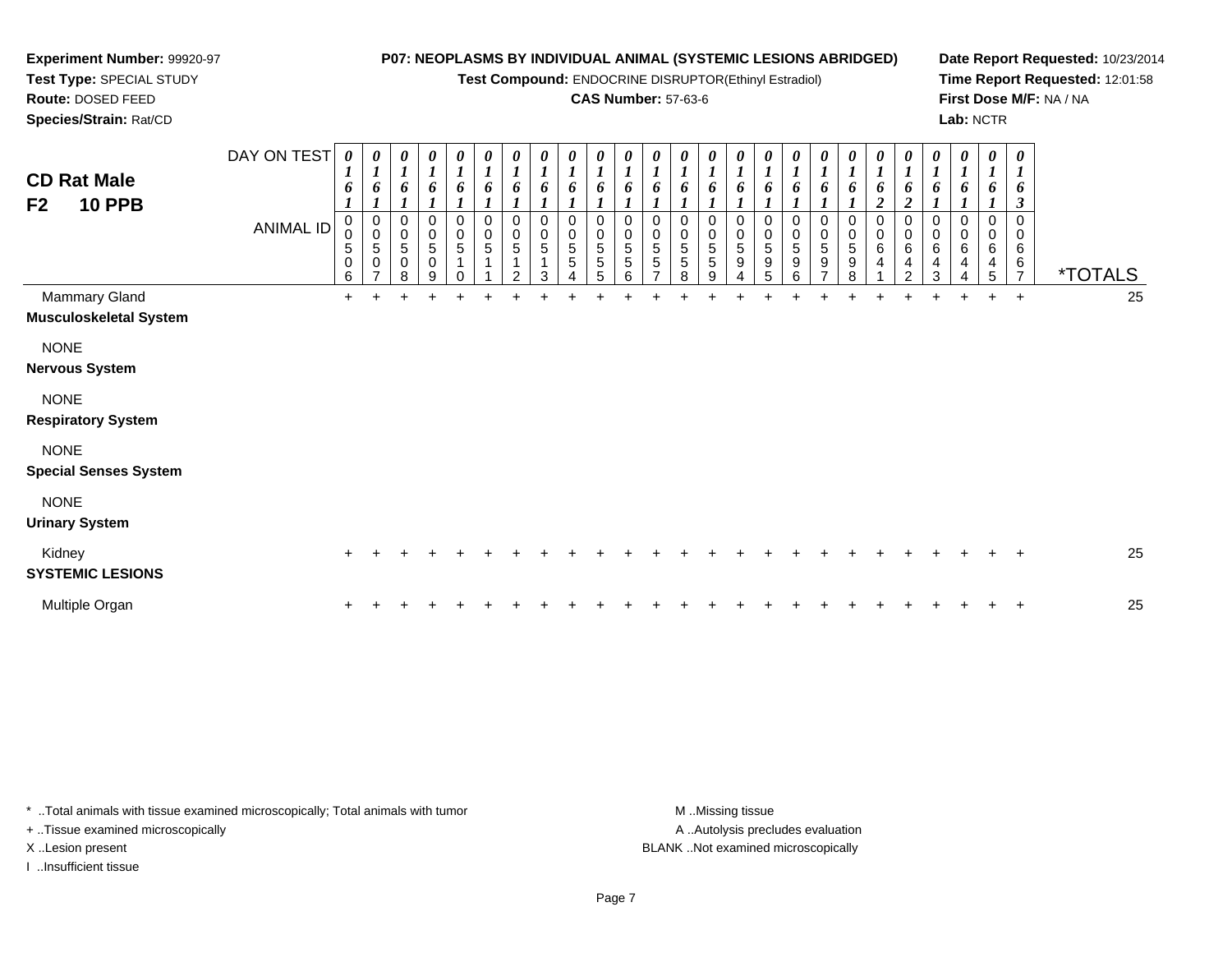**Experiment Number:** 99920-97
**Test Type:** SPECIAL STUDY
**Route:** DOSED FEED
**Species/Strain:** Rat/CD

**P07: NEOPLASMS BY INDIVIDUAL ANIMAL (SYSTEMIC LESIONS ABRIDGED)**
**Test Compound:** ENDOCRINE DISRUPTOR(Ethinyl Estradiol)
**CAS Number:** 57-63-6

**Date Report Requested:** 10/23/2014
**Time Report Requested:** 12:01:58
**First Dose M/F:** NA / NA
**Lab:** NCTR

## CD Rat Male
## F2 10 PPB

| DAY ON TEST | 0161 | 0161 | 0161 | 0161 | 0161 | 0161 | 0161 | 0161 | 0161 | 0161 | 0161 | 0161 | 0161 | 0161 | 0161 | 0161 | 0161 | 0161 | 0161 | 0162 | 0162 | 0161 | 0161 | 0161 | 0163 | |
|---|---|---|---|---|---|---|---|---|---|---|---|---|---|---|---|---|---|---|---|---|---|---|---|---|---|---|
| **ANIMAL ID** | 00506 | 00507 | 00508 | 00509 | 00510 | 00511 | 00512 | 00513 | 00554 | 00555 | 00556 | 00557 | 00558 | 00559 | 00594 | 00595 | 00596 | 00597 | 00598 | 00641 | 00642 | 00643 | 00644 | 00645 | 00667 | ***TOTALS** |
| Mammary Gland | + | + | + | + | + | + | + | + | + | + | + | + | + | + | + | + | + | + | + | + | + | + | + | + | + | 25 |
| **Musculoskeletal System** | | | | | | | | | | | | | | | | | | | | | | | | | | |
| NONE | | | | | | | | | | | | | | | | | | | | | | | | | | |
| **Nervous System** | | | | | | | | | | | | | | | | | | | | | | | | | | |
| NONE | | | | | | | | | | | | | | | | | | | | | | | | | | |
| **Respiratory System** | | | | | | | | | | | | | | | | | | | | | | | | | | |
| NONE | | | | | | | | | | | | | | | | | | | | | | | | | | |
| **Special Senses System** | | | | | | | | | | | | | | | | | | | | | | | | | | |
| NONE | | | | | | | | | | | | | | | | | | | | | | | | | | |
| **Urinary System** | | | | | | | | | | | | | | | | | | | | | | | | | | |
| Kidney | + | + | + | + | + | + | + | + | + | + | + | + | + | + | + | + | + | + | + | + | + | + | + | + | + | 25 |
| **SYSTEMIC LESIONS** | | | | | | | | | | | | | | | | | | | | | | | | | | |
| Multiple Organ | + | + | + | + | + | + | + | + | + | + | + | + | + | + | + | + | + | + | + | + | + | + | + | + | + | 25 |

\* ..Total animals with tissue examined microscopically; Total animals with tumor
\+ ..Tissue examined microscopically
X ..Lesion present
I ..Insufficient tissue

M ..Missing tissue
A ..Autolysis precludes evaluation
BLANK ..Not examined microscopically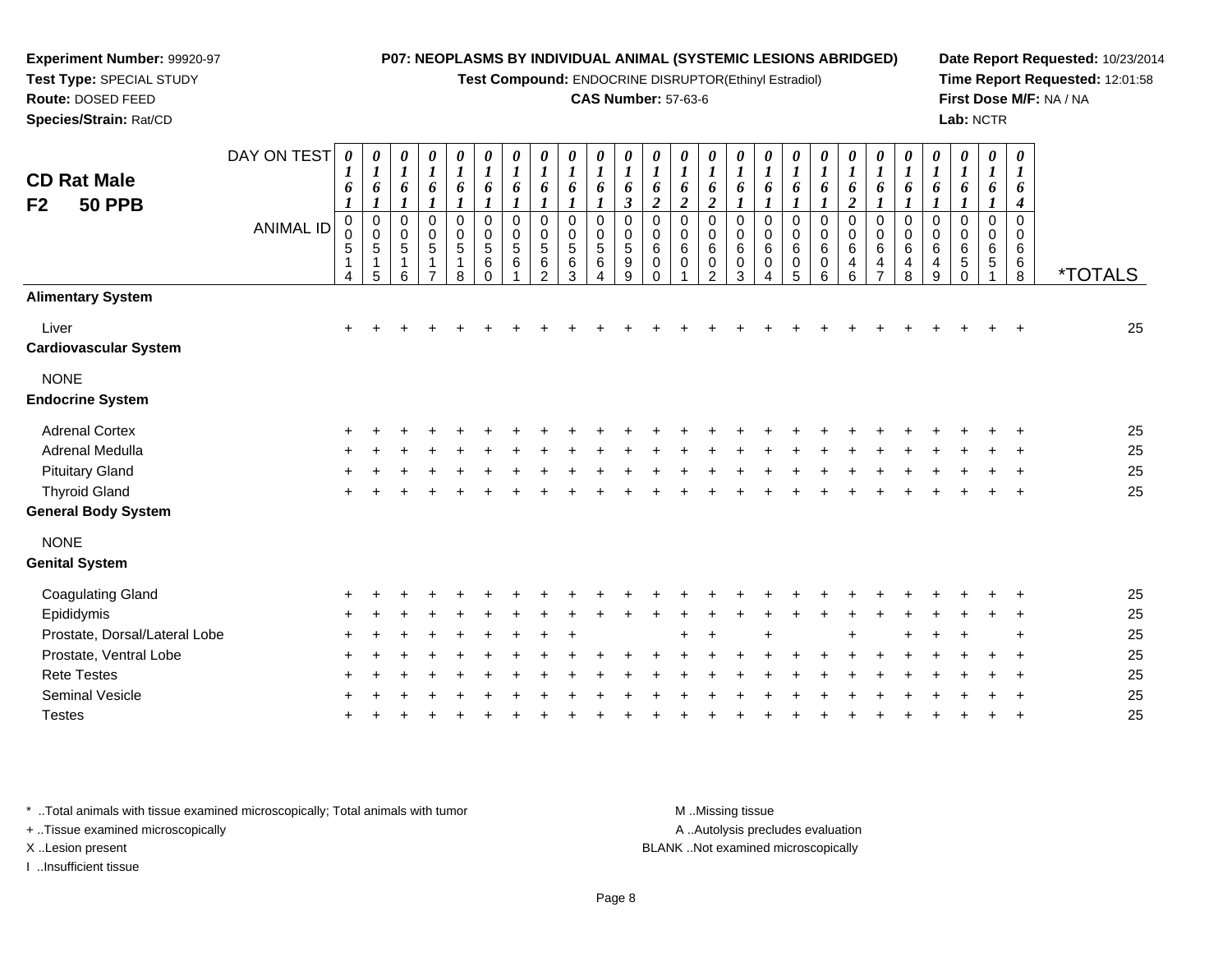**Experiment Number:** 99920-97
**Test Type:** SPECIAL STUDY
**Route:** DOSED FEED
**Species/Strain:** Rat/CD

**P07: NEOPLASMS BY INDIVIDUAL ANIMAL (SYSTEMIC LESIONS ABRIDGED)**
**Test Compound:** ENDOCRINE DISRUPTOR(Ethinyl Estradiol)
**CAS Number:** 57-63-6

**Date Report Requested:** 10/23/2014
**Time Report Requested:** 12:01:58
**First Dose M/F:** NA / NA
**Lab:** NCTR

## CD Rat Male
## F2 50 PPB

| DAY ON TEST | 0161 | 0161 | 0161 | 0161 | 0161 | 0161 | 0161 | 0161 | 0161 | 0161 | 0163 | 0162 | 0162 | 0162 | 0161 | 0161 | 0161 | 0161 | 0162 | 0161 | 0161 | 0161 | 0161 | 0161 | 0164 | |
|---|---|---|---|---|---|---|---|---|---|---|---|---|---|---|---|---|---|---|---|---|---|---|---|---|---|---|
| **ANIMAL ID** | 00514 | 00515 | 00516 | 00517 | 00518 | 00560 | 00561 | 00562 | 00563 | 00564 | 00599 | 00600 | 00601 | 00602 | 00603 | 00604 | 00605 | 00606 | 00646 | 00647 | 00648 | 00649 | 00650 | 00651 | 00668 | ***TOTALS** |
| **Alimentary System** | | | | | | | | | | | | | | | | | | | | | | | | | | |
| Liver | + | + | + | + | + | + | + | + | + | + | + | + | + | + | + | + | + | + | + | + | + | + | + | + | + | 25 |
| **Cardiovascular System** | | | | | | | | | | | | | | | | | | | | | | | | | | |
| NONE | | | | | | | | | | | | | | | | | | | | | | | | | | |
| **Endocrine System** | | | | | | | | | | | | | | | | | | | | | | | | | | |
| Adrenal Cortex | + | + | + | + | + | + | + | + | + | + | + | + | + | + | + | + | + | + | + | + | + | + | + | + | + | 25 |
| Adrenal Medulla | + | + | + | + | + | + | + | + | + | + | + | + | + | + | + | + | + | + | + | + | + | + | + | + | + | 25 |
| Pituitary Gland | + | + | + | + | + | + | + | + | + | + | + | + | + | + | + | + | + | + | + | + | + | + | + | + | + | 25 |
| Thyroid Gland | + | + | + | + | + | + | + | + | + | + | + | + | + | + | + | + | + | + | + | + | + | + | + | + | + | 25 |
| **General Body System** | | | | | | | | | | | | | | | | | | | | | | | | | | |
| NONE | | | | | | | | | | | | | | | | | | | | | | | | | | |
| **Genital System** | | | | | | | | | | | | | | | | | | | | | | | | | | |
| Coagulating Gland | + | + | + | + | + | + | + | + | + | + | + | + | + | + | + | + | + | + | + | + | + | + | + | + | + | 25 |
| Epididymis | + | + | + | + | + | + | + | + | + | + | + | + | + | + | + | + | + | + | + | + | + | + | + | + | + | 25 |
| Prostate, Dorsal/Lateral Lobe | + | + | + | + | + | + | + | + | + | | | | + | + | | + | | | + | | + | + | + | | + | 25 |
| Prostate, Ventral Lobe | + | + | + | + | + | + | + | + | + | + | + | + | + | + | + | + | + | + | + | + | + | + | + | + | + | 25 |
| Rete Testes | + | + | + | + | + | + | + | + | + | + | + | + | + | + | + | + | + | + | + | + | + | + | + | + | + | 25 |
| Seminal Vesicle | + | + | + | + | + | + | + | + | + | + | + | + | + | + | + | + | + | + | + | + | + | + | + | + | + | 25 |
| Testes | + | + | + | + | + | + | + | + | + | + | + | + | + | + | + | + | + | + | + | + | + | + | + | + | + | 25 |

\* ..Total animals with tissue examined microscopically; Total animals with tumor
+ ..Tissue examined microscopically
X ..Lesion present
I ..Insufficient tissue

M ..Missing tissue
A ..Autolysis precludes evaluation
BLANK ..Not examined microscopically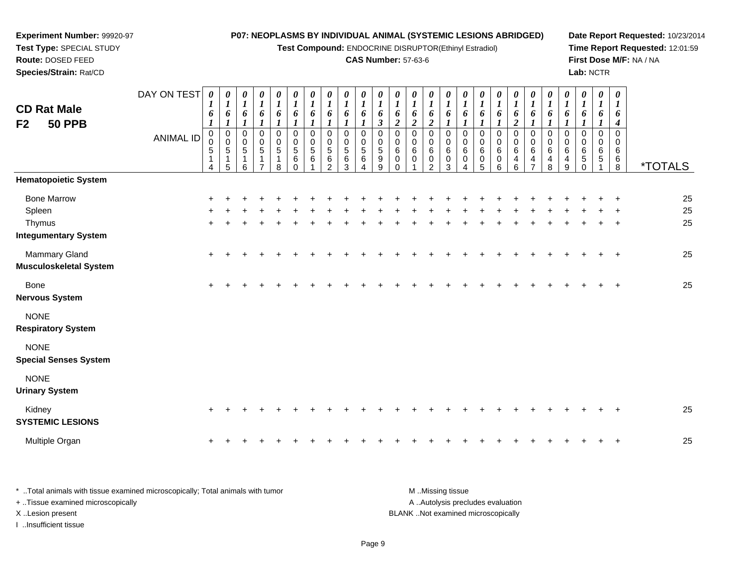**Experiment Number:** 99920-97
**Test Type:** SPECIAL STUDY
**Route:** DOSED FEED
**Species/Strain:** Rat/CD

**P07: NEOPLASMS BY INDIVIDUAL ANIMAL (SYSTEMIC LESIONS ABRIDGED)**
**Test Compound:** ENDOCRINE DISRUPTOR(Ethinyl Estradiol)
**CAS Number:** 57-63-6

**Date Report Requested:** 10/23/2014
**Time Report Requested:** 12:01:59
**First Dose M/F:** NA / NA
**Lab:** NCTR

## CD Rat Male F2 50 PPB

| DAY ON TEST | 0161 | 0161 | 0161 | 0161 | 0161 | 0161 | 0161 | 0161 | 0161 | 0161 | 0163 | 0162 | 0162 | 0162 | 0161 | 0161 | 0161 | 0161 | 0162 | 0161 | 0161 | 0161 | 0161 | 0161 | 0164 | |
|---|---|---|---|---|---|---|---|---|---|---|---|---|---|---|---|---|---|---|---|---|---|---|---|---|---|---|
| **ANIMAL ID** | 00514 | 00515 | 00516 | 00517 | 00518 | 00560 | 00561 | 00562 | 00563 | 00564 | 00599 | 00600 | 00601 | 00602 | 00603 | 00604 | 00605 | 00606 | 00646 | 00647 | 00648 | 00649 | 00650 | 00651 | 00668 | ***TOTALS** |
| **Hematopoietic System** | | | | | | | | | | | | | | | | | | | | | | | | | | |
| Bone Marrow | + | + | + | + | + | + | + | + | + | + | + | + | + | + | + | + | + | + | + | + | + | + | + | + | + | 25 |
| Spleen | + | + | + | + | + | + | + | + | + | + | + | + | + | + | + | + | + | + | + | + | + | + | + | + | + | 25 |
| Thymus | + | + | + | + | + | + | + | + | + | + | + | + | + | + | + | + | + | + | + | + | + | + | + | + | + | 25 |
| **Integumentary System** | | | | | | | | | | | | | | | | | | | | | | | | | | |
| Mammary Gland | + | + | + | + | + | + | + | + | + | + | + | + | + | + | + | + | + | + | + | + | + | + | + | + | + | 25 |
| **Musculoskeletal System** | | | | | | | | | | | | | | | | | | | | | | | | | | |
| Bone | + | + | + | + | + | + | + | + | + | + | + | + | + | + | + | + | + | + | + | + | + | + | + | + | + | 25 |
| **Nervous System** | | | | | | | | | | | | | | | | | | | | | | | | | | |
| NONE | | | | | | | | | | | | | | | | | | | | | | | | | | |
| **Respiratory System** | | | | | | | | | | | | | | | | | | | | | | | | | | |
| NONE | | | | | | | | | | | | | | | | | | | | | | | | | | |
| **Special Senses System** | | | | | | | | | | | | | | | | | | | | | | | | | | |
| NONE | | | | | | | | | | | | | | | | | | | | | | | | | | |
| **Urinary System** | | | | | | | | | | | | | | | | | | | | | | | | | | |
| Kidney | + | + | + | + | + | + | + | + | + | + | + | + | + | + | + | + | + | + | + | + | + | + | + | + | + | 25 |
| **SYSTEMIC LESIONS** | | | | | | | | | | | | | | | | | | | | | | | | | | |
| Multiple Organ | + | + | + | + | + | + | + | + | + | + | + | + | + | + | + | + | + | + | + | + | + | + | + | + | + | 25 |

\* ..Total animals with tissue examined microscopically; Total animals with tumor
+ ..Tissue examined microscopically
X ..Lesion present
I ..Insufficient tissue

M ..Missing tissue
A ..Autolysis precludes evaluation
BLANK ..Not examined microscopically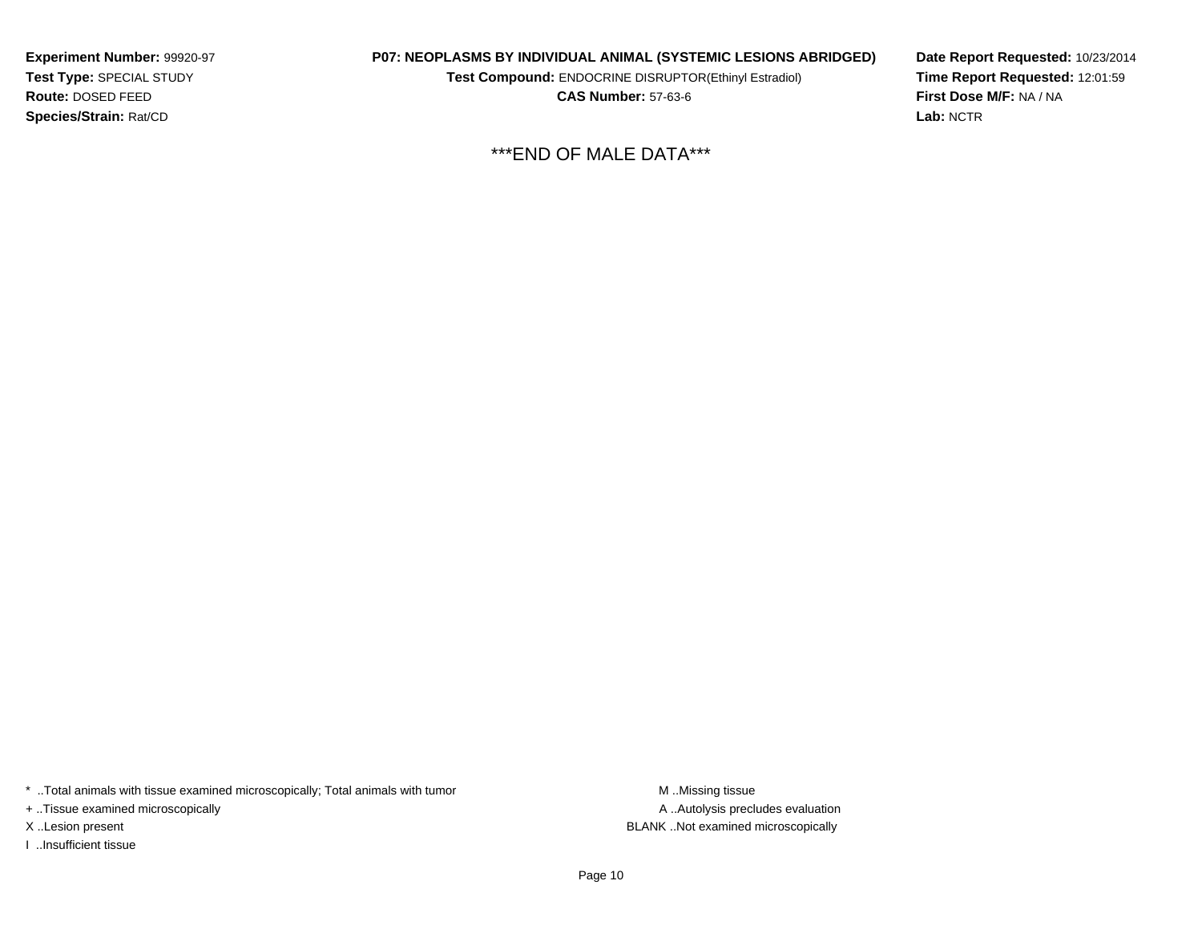**Experiment Number:** 99920-97
**Test Type:** SPECIAL STUDY
**Route:** DOSED FEED
**Species/Strain:** Rat/CD

**P07: NEOPLASMS BY INDIVIDUAL ANIMAL (SYSTEMIC LESIONS ABRIDGED)**
**Test Compound:** ENDOCRINE DISRUPTOR(Ethinyl Estradiol)
**CAS Number:** 57-63-6

**Date Report Requested:** 10/23/2014
**Time Report Requested:** 12:01:59
**First Dose M/F:** NA / NA
**Lab:** NCTR

***END OF MALE DATA***

* ..Total animals with tissue examined microscopically; Total animals with tumor
+ ..Tissue examined microscopically
X ..Lesion present
I ..Insufficient tissue

M ..Missing tissue
A ..Autolysis precludes evaluation
BLANK ..Not examined microscopically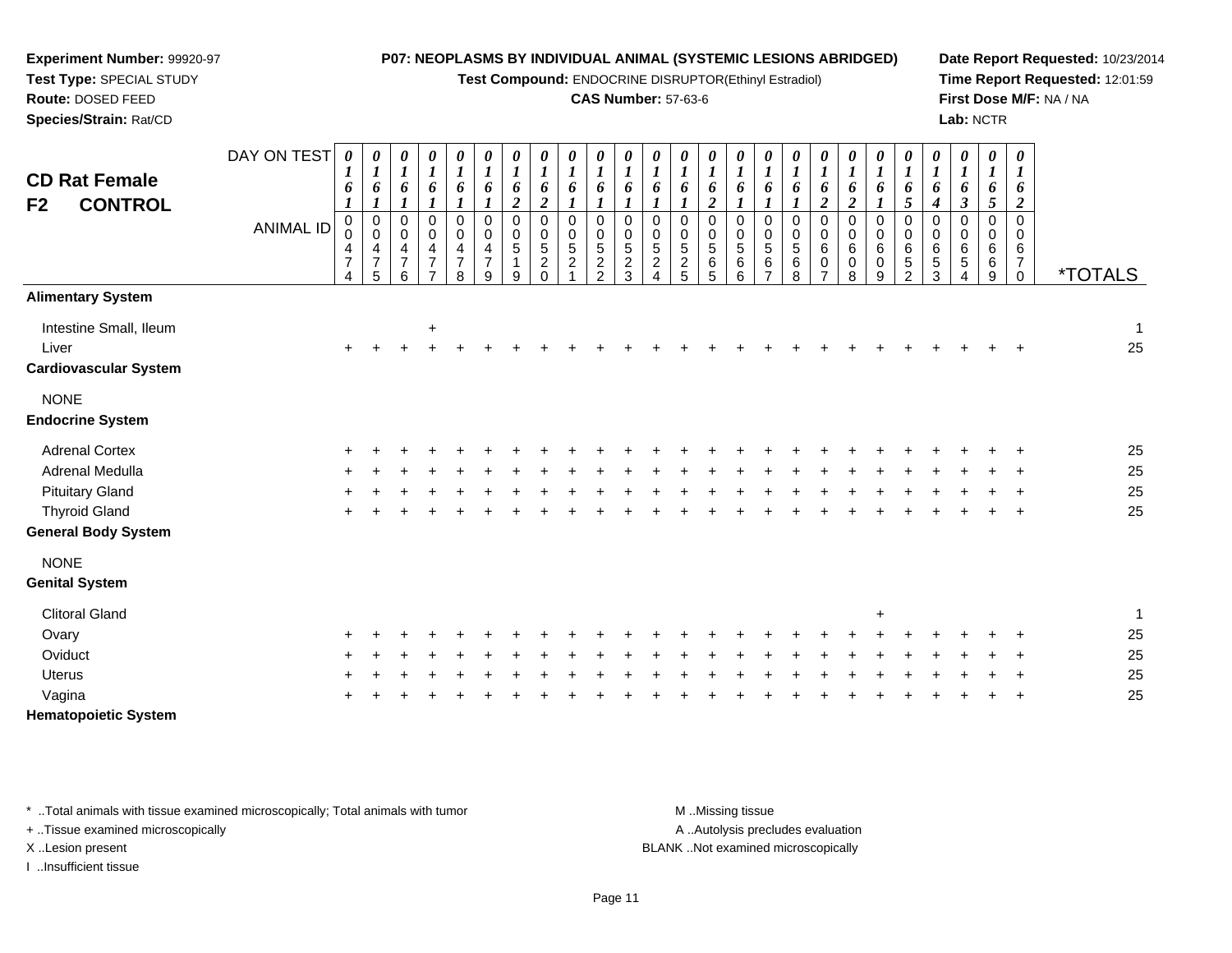**Experiment Number:** 99920-97
**Test Type:** SPECIAL STUDY
**Route:** DOSED FEED
**Species/Strain:** Rat/CD

**P07: NEOPLASMS BY INDIVIDUAL ANIMAL (SYSTEMIC LESIONS ABRIDGED)**
**Test Compound:** ENDOCRINE DISRUPTOR(Ethinyl Estradiol)
**CAS Number:** 57-63-6

**Date Report Requested:** 10/23/2014
**Time Report Requested:** 12:01:59
**First Dose M/F:** NA / NA
**Lab:** NCTR

## CD Rat Female F2 CONTROL

| DAY ON TEST | 0161 | 0161 | 0161 | 0161 | 0161 | 0161 | 0162 | 0162 | 0161 | 0161 | 0161 | 0161 | 0161 | 0162 | 0161 | 0161 | 0161 | 0162 | 0162 | 0161 | 0165 | 0164 | 0163 | 0165 | 0162 | |
|---|---|---|---|---|---|---|---|---|---|---|---|---|---|---|---|---|---|---|---|---|---|---|---|---|---|---|
| **ANIMAL ID** | 00474 | 00475 | 00476 | 00477 | 00478 | 00479 | 00519 | 00520 | 00521 | 00522 | 00523 | 00524 | 00525 | 00565 | 00566 | 00567 | 00568 | 00607 | 00608 | 00609 | 00652 | 00653 | 00654 | 00669 | 00670 | ***TOTALS** |
| **Alimentary System** | | | | | | | | | | | | | | | | | | | | | | | | | | |
| Intestine Small, Ileum | | | | + | | | | | | | | | | | | | | | | | | | | | | 1 |
| Liver | + | + | + | + | + | + | + | + | + | + | + | + | + | + | + | + | + | + | + | + | + | + | + | + | + | 25 |
| **Cardiovascular System** | | | | | | | | | | | | | | | | | | | | | | | | | | |
| NONE | | | | | | | | | | | | | | | | | | | | | | | | | | |
| **Endocrine System** | | | | | | | | | | | | | | | | | | | | | | | | | | |
| Adrenal Cortex | + | + | + | + | + | + | + | + | + | + | + | + | + | + | + | + | + | + | + | + | + | + | + | + | + | 25 |
| Adrenal Medulla | + | + | + | + | + | + | + | + | + | + | + | + | + | + | + | + | + | + | + | + | + | + | + | + | + | 25 |
| Pituitary Gland | + | + | + | + | + | + | + | + | + | + | + | + | + | + | + | + | + | + | + | + | + | + | + | + | + | 25 |
| Thyroid Gland | + | + | + | + | + | + | + | + | + | + | + | + | + | + | + | + | + | + | + | + | + | + | + | + | + | 25 |
| **General Body System** | | | | | | | | | | | | | | | | | | | | | | | | | | |
| NONE | | | | | | | | | | | | | | | | | | | | | | | | | | |
| **Genital System** | | | | | | | | | | | | | | | | | | | | | | | | | | |
| Clitoral Gland | | | | | | | | | | | | | | | | | | | | + | | | | | | 1 |
| Ovary | + | + | + | + | + | + | + | + | + | + | + | + | + | + | + | + | + | + | + | + | + | + | + | + | + | 25 |
| Oviduct | + | + | + | + | + | + | + | + | + | + | + | + | + | + | + | + | + | + | + | + | + | + | + | + | + | 25 |
| Uterus | + | + | + | + | + | + | + | + | + | + | + | + | + | + | + | + | + | + | + | + | + | + | + | + | + | 25 |
| Vagina | + | + | + | + | + | + | + | + | + | + | + | + | + | + | + | + | + | + | + | + | + | + | + | + | + | 25 |
| **Hematopoietic System** | | | | | | | | | | | | | | | | | | | | | | | | | | |

\* ..Total animals with tissue examined microscopically; Total animals with tumor
+ ..Tissue examined microscopically
X ..Lesion present
I ..Insufficient tissue

M ..Missing tissue
A ..Autolysis precludes evaluation
BLANK ..Not examined microscopically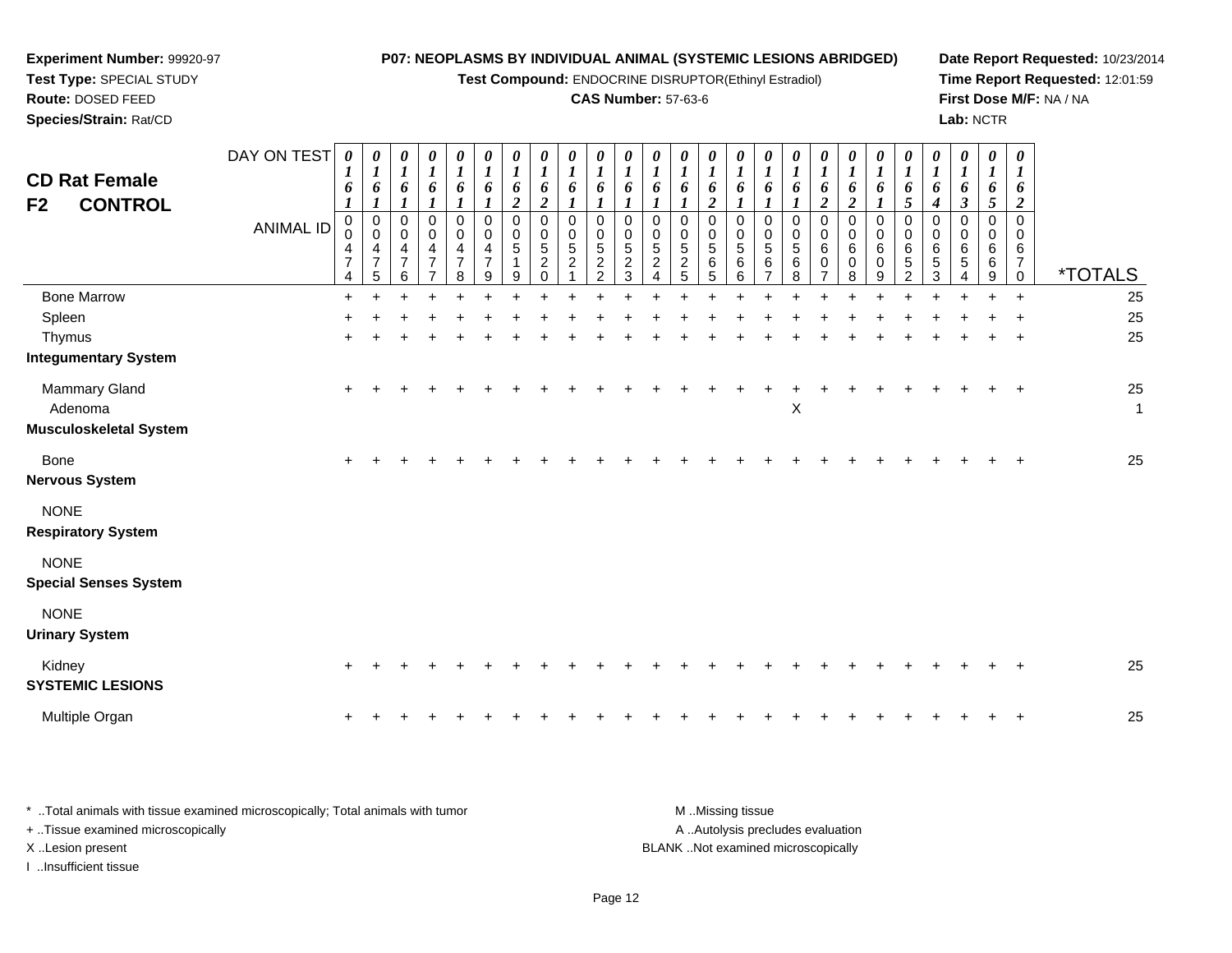**Experiment Number:** 99920-97
**Test Type:** SPECIAL STUDY
**Route:** DOSED FEED
**Species/Strain:** Rat/CD

**P07: NEOPLASMS BY INDIVIDUAL ANIMAL (SYSTEMIC LESIONS ABRIDGED)**
**Test Compound:** ENDOCRINE DISRUPTOR(Ethinyl Estradiol)
**CAS Number:** 57-63-6

**Date Report Requested:** 10/23/2014
**Time Report Requested:** 12:01:59
**First Dose M/F:** NA / NA
**Lab:** NCTR

## CD Rat Female F2 CONTROL

| DAY ON TEST | 0161 | 0161 | 0161 | 0161 | 0161 | 0161 | 0162 | 0162 | 0161 | 0161 | 0161 | 0161 | 0161 | 0162 | 0161 | 0161 | 0161 | 0162 | 0162 | 0161 | 0165 | 0164 | 0163 | 0165 | 0162 | |
|---|---|---|---|---|---|---|---|---|---|---|---|---|---|---|---|---|---|---|---|---|---|---|---|---|---|---|
| **ANIMAL ID** | 00474 | 00475 | 00476 | 00477 | 00478 | 00479 | 00519 | 00520 | 00521 | 00522 | 00523 | 00524 | 00525 | 00565 | 00566 | 00567 | 00568 | 00607 | 00608 | 00609 | 00652 | 00653 | 00654 | 00669 | 00670 | ***TOTALS** |
| Bone Marrow | + | + | + | + | + | + | + | + | + | + | + | + | + | + | + | + | + | + | + | + | + | + | + | + | + | 25 |
| Spleen | + | + | + | + | + | + | + | + | + | + | + | + | + | + | + | + | + | + | + | + | + | + | + | + | + | 25 |
| Thymus | + | + | + | + | + | + | + | + | + | + | + | + | + | + | + | + | + | + | + | + | + | + | + | + | + | 25 |
| **Integumentary System** | | | | | | | | | | | | | | | | | | | | | | | | | | |
| Mammary Gland | + | + | + | + | + | + | + | + | + | + | + | + | + | + | + | + | + | + | + | + | + | + | + | + | + | 25 |
| Adenoma | | | | | | | | | | | | | | | | | X | | | | | | | | | 1 |
| **Musculoskeletal System** | | | | | | | | | | | | | | | | | | | | | | | | | | |
| Bone | + | + | + | + | + | + | + | + | + | + | + | + | + | + | + | + | + | + | + | + | + | + | + | + | + | 25 |
| **Nervous System** | | | | | | | | | | | | | | | | | | | | | | | | | | |
| NONE | | | | | | | | | | | | | | | | | | | | | | | | | | |
| **Respiratory System** | | | | | | | | | | | | | | | | | | | | | | | | | | |
| NONE | | | | | | | | | | | | | | | | | | | | | | | | | | |
| **Special Senses System** | | | | | | | | | | | | | | | | | | | | | | | | | | |
| NONE | | | | | | | | | | | | | | | | | | | | | | | | | | |
| **Urinary System** | | | | | | | | | | | | | | | | | | | | | | | | | | |
| Kidney | + | + | + | + | + | + | + | + | + | + | + | + | + | + | + | + | + | + | + | + | + | + | + | + | + | 25 |
| **SYSTEMIC LESIONS** | | | | | | | | | | | | | | | | | | | | | | | | | | |
| Multiple Organ | + | + | + | + | + | + | + | + | + | + | + | + | + | + | + | + | + | + | + | + | + | + | + | + | + | 25 |

\* ..Total animals with tissue examined microscopically; Total animals with tumor
\+ ..Tissue examined microscopically
X ..Lesion present
I ..Insufficient tissue

M ..Missing tissue
A ..Autolysis precludes evaluation
BLANK ..Not examined microscopically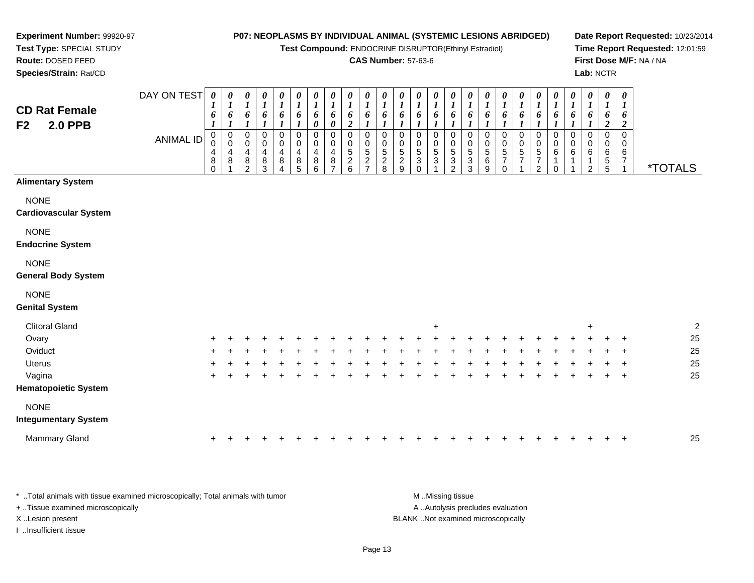**Experiment Number:** 99920-97
**Test Type:** SPECIAL STUDY
**Route:** DOSED FEED
**Species/Strain:** Rat/CD

**P07: NEOPLASMS BY INDIVIDUAL ANIMAL (SYSTEMIC LESIONS ABRIDGED)**
**Test Compound:** ENDOCRINE DISRUPTOR(Ethinyl Estradiol)
**CAS Number:** 57-63-6

**Date Report Requested:** 10/23/2014
**Time Report Requested:** 12:01:59
**First Dose M/F:** NA / NA
**Lab:** NCTR

## CD Rat Female F2 2.0 PPB

| DAY ON TEST | 0161 | 0161 | 0161 | 0161 | 0161 | 0161 | 0160 | 0160 | 0162 | 0161 | 0161 | 0161 | 0161 | 0161 | 0161 | 0161 | 0161 | 0161 | 0161 | 0161 | 0161 | 0161 | 0161 | 0162 | 0162 | |
|---|---|---|---|---|---|---|---|---|---|---|---|---|---|---|---|---|---|---|---|---|---|---|---|---|---|---|
| **ANIMAL ID** | 00480 | 00481 | 00482 | 00483 | 00484 | 00485 | 00486 | 00487 | 00526 | 00527 | 00528 | 00529 | 00530 | 00531 | 00532 | 00533 | 00569 | 00570 | 00571 | 00572 | 00610 | 00611 | 00612 | 00655 | 00671 | ***TOTALS** |
| **Alimentary System** | | | | | | | | | | | | | | | | | | | | | | | | | | |
| NONE | | | | | | | | | | | | | | | | | | | | | | | | | | |
| **Cardiovascular System** | | | | | | | | | | | | | | | | | | | | | | | | | | |
| NONE | | | | | | | | | | | | | | | | | | | | | | | | | | |
| **Endocrine System** | | | | | | | | | | | | | | | | | | | | | | | | | | |
| NONE | | | | | | | | | | | | | | | | | | | | | | | | | | |
| **General Body System** | | | | | | | | | | | | | | | | | | | | | | | | | | |
| NONE | | | | | | | | | | | | | | | | | | | | | | | | | | |
| **Genital System** | | | | | | | | | | | | | | | | | | | | | | | | | | |
| Clitoral Gland | | | | | | | | | | | | | | + | | | | | | | | | + | | | 2 |
| Ovary | + | + | + | + | + | + | + | + | + | + | + | + | + | + | + | + | + | + | + | + | + | + | + | + | + | 25 |
| Oviduct | + | + | + | + | + | + | + | + | + | + | + | + | + | + | + | + | + | + | + | + | + | + | + | + | + | 25 |
| Uterus | + | + | + | + | + | + | + | + | + | + | + | + | + | + | + | + | + | + | + | + | + | + | + | + | + | 25 |
| Vagina | + | + | + | + | + | + | + | + | + | + | + | + | + | + | + | + | + | + | + | + | + | + | + | + | + | 25 |
| **Hematopoietic System** | | | | | | | | | | | | | | | | | | | | | | | | | | |
| NONE | | | | | | | | | | | | | | | | | | | | | | | | | | |
| **Integumentary System** | | | | | | | | | | | | | | | | | | | | | | | | | | |
| Mammary Gland | + | + | + | + | + | + | + | + | + | + | + | + | + | + | + | + | + | + | + | + | + | + | + | + | + | 25 |

* ..Total animals with tissue examined microscopically; Total animals with tumor
+ ..Tissue examined microscopically
X ..Lesion present
I ..Insufficient tissue

M ..Missing tissue
A ..Autolysis precludes evaluation
BLANK ..Not examined microscopically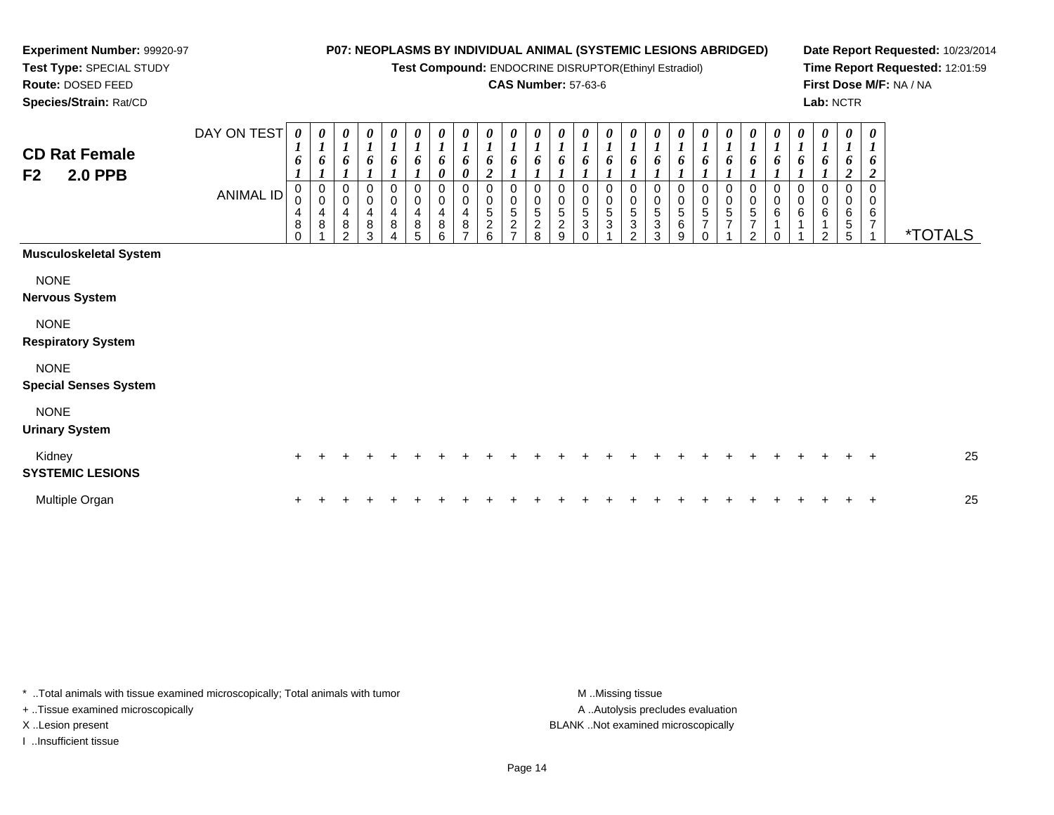**Experiment Number:** 99920-97
**Test Type:** SPECIAL STUDY
**Route:** DOSED FEED
**Species/Strain:** Rat/CD

**P07: NEOPLASMS BY INDIVIDUAL ANIMAL (SYSTEMIC LESIONS ABRIDGED)**
**Test Compound:** ENDOCRINE DISRUPTOR(Ethinyl Estradiol)
**CAS Number:** 57-63-6

**Date Report Requested:** 10/23/2014
**Time Report Requested:** 12:01:59
**First Dose M/F:** NA / NA
**Lab:** NCTR

## CD Rat Female
## F2 2.0 PPB

| DAY ON TEST | 0161 | 0161 | 0161 | 0161 | 0161 | 0161 | 0160 | 0160 | 0162 | 0161 | 0161 | 0161 | 0161 | 0161 | 0161 | 0161 | 0161 | 0161 | 0161 | 0161 | 0161 | 0161 | 0161 | 0162 | 0162 | |
|---|---|---|---|---|---|---|---|---|---|---|---|---|---|---|---|---|---|---|---|---|---|---|---|---|---|---|
| **ANIMAL ID** | 00480 | 00481 | 00482 | 00483 | 00484 | 00485 | 00486 | 00487 | 00526 | 00527 | 00528 | 00529 | 00530 | 00531 | 00532 | 00533 | 00569 | 00570 | 00571 | 00572 | 00610 | 00611 | 00612 | 00655 | 00671 | ***TOTALS** |
| **Musculoskeletal System** | | | | | | | | | | | | | | | | | | | | | | | | | | |
| NONE | | | | | | | | | | | | | | | | | | | | | | | | | | |
| **Nervous System** | | | | | | | | | | | | | | | | | | | | | | | | | | |
| NONE | | | | | | | | | | | | | | | | | | | | | | | | | | |
| **Respiratory System** | | | | | | | | | | | | | | | | | | | | | | | | | | |
| NONE | | | | | | | | | | | | | | | | | | | | | | | | | | |
| **Special Senses System** | | | | | | | | | | | | | | | | | | | | | | | | | | |
| NONE | | | | | | | | | | | | | | | | | | | | | | | | | | |
| **Urinary System** | | | | | | | | | | | | | | | | | | | | | | | | | | |
| Kidney | + | + | + | + | + | + | + | + | + | + | + | + | + | + | + | + | + | + | + | + | + | + | + | + | + | 25 |
| **SYSTEMIC LESIONS** | | | | | | | | | | | | | | | | | | | | | | | | | | |
| Multiple Organ | + | + | + | + | + | + | + | + | + | + | + | + | + | + | + | + | + | + | + | + | + | + | + | + | + | 25 |

\* ..Total animals with tissue examined microscopically; Total animals with tumor
+ ..Tissue examined microscopically
X ..Lesion present
I ..Insufficient tissue

M ..Missing tissue
A ..Autolysis precludes evaluation
BLANK ..Not examined microscopically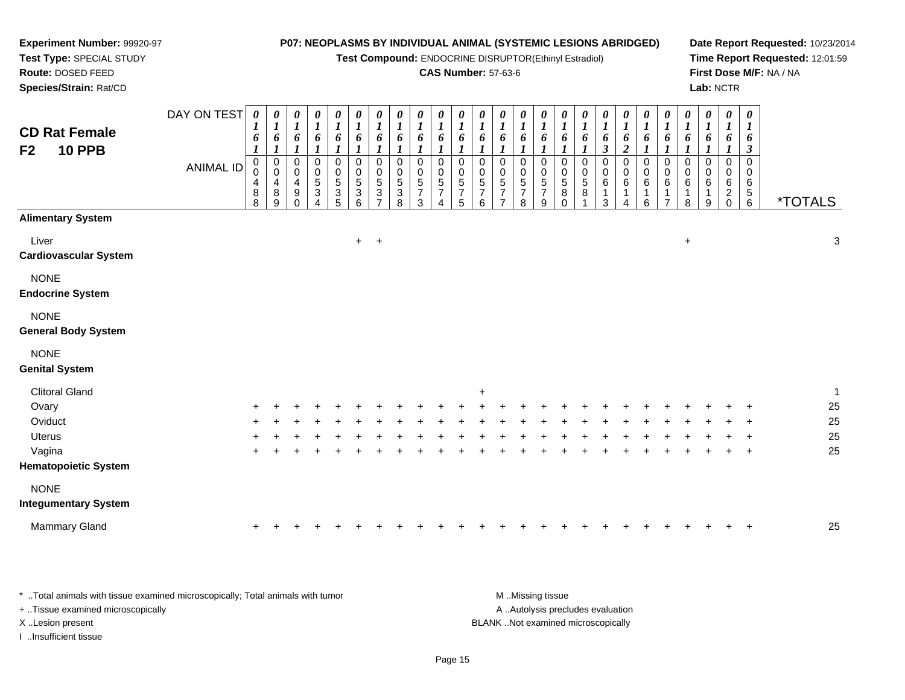**Experiment Number:** 99920-97
**Test Type:** SPECIAL STUDY
**Route:** DOSED FEED
**Species/Strain:** Rat/CD

**P07: NEOPLASMS BY INDIVIDUAL ANIMAL (SYSTEMIC LESIONS ABRIDGED)**
**Test Compound:** ENDOCRINE DISRUPTOR(Ethinyl Estradiol)
**CAS Number:** 57-63-6

**Date Report Requested:** 10/23/2014
**Time Report Requested:** 12:01:59
**First Dose M/F:** NA / NA
**Lab:** NCTR

## CD Rat Female F2 10 PPB

| DAY ON TEST | 0161 | 0161 | 0161 | 0161 | 0161 | 0161 | 0161 | 0161 | 0161 | 0161 | 0161 | 0161 | 0161 | 0161 | 0161 | 0161 | 0161 | 0163 | 0162 | 0161 | 0161 | 0161 | 0161 | 0161 | 0163 | |
|---|---|---|---|---|---|---|---|---|---|---|---|---|---|---|---|---|---|---|---|---|---|---|---|---|---|---|
| **ANIMAL ID** | 00488 | 00489 | 00490 | 00534 | 00535 | 00536 | 00537 | 00538 | 00573 | 00574 | 00575 | 00576 | 00577 | 00578 | 00579 | 00580 | 00581 | 00613 | 00614 | 00616 | 00617 | 00618 | 00619 | 00620 | 00656 | ***TOTALS** |
| **Alimentary System** | | | | | | | | | | | | | | | | | | | | | | | | | | |
| Liver | | | | | | + | + | | | | | | | | | | | | | | | + | | | | 3 |
| **Cardiovascular System** | | | | | | | | | | | | | | | | | | | | | | | | | | |
| NONE | | | | | | | | | | | | | | | | | | | | | | | | | | |
| **Endocrine System** | | | | | | | | | | | | | | | | | | | | | | | | | | |
| NONE | | | | | | | | | | | | | | | | | | | | | | | | | | |
| **General Body System** | | | | | | | | | | | | | | | | | | | | | | | | | | |
| NONE | | | | | | | | | | | | | | | | | | | | | | | | | | |
| **Genital System** | | | | | | | | | | | | | | | | | | | | | | | | | | |
| Clitoral Gland | | | | | | | | | | | | + | | | | | | | | | | | | | | 1 |
| Ovary | + | + | + | + | + | + | + | + | + | + | + | + | + | + | + | + | + | + | + | + | + | + | + | + | + | 25 |
| Oviduct | + | + | + | + | + | + | + | + | + | + | + | + | + | + | + | + | + | + | + | + | + | + | + | + | + | 25 |
| Uterus | + | + | + | + | + | + | + | + | + | + | + | + | + | + | + | + | + | + | + | + | + | + | + | + | + | 25 |
| Vagina | + | + | + | + | + | + | + | + | + | + | + | + | + | + | + | + | + | + | + | + | + | + | + | + | + | 25 |
| **Hematopoietic System** | | | | | | | | | | | | | | | | | | | | | | | | | | |
| NONE | | | | | | | | | | | | | | | | | | | | | | | | | | |
| **Integumentary System** | | | | | | | | | | | | | | | | | | | | | | | | | | |
| Mammary Gland | + | + | + | + | + | + | + | + | + | + | + | + | + | + | + | + | + | + | + | + | + | + | + | + | + | 25 |

\* ..Total animals with tissue examined microscopically; Total animals with tumor
+ ..Tissue examined microscopically
X ..Lesion present
I ..Insufficient tissue

M ..Missing tissue
A ..Autolysis precludes evaluation
BLANK ..Not examined microscopically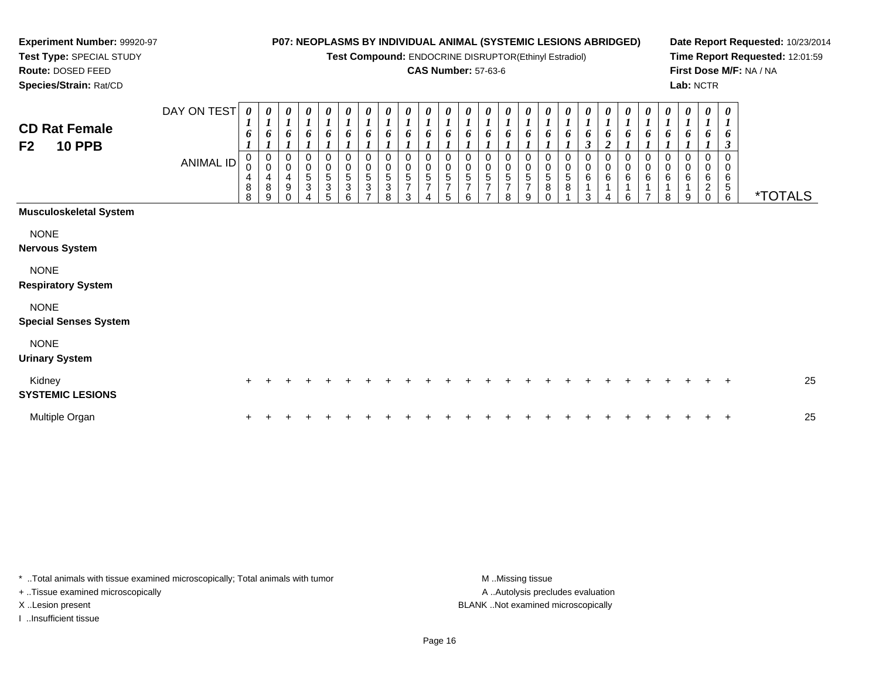**Experiment Number:** 99920-97
**Test Type:** SPECIAL STUDY
**Route:** DOSED FEED
**Species/Strain:** Rat/CD

**P07: NEOPLASMS BY INDIVIDUAL ANIMAL (SYSTEMIC LESIONS ABRIDGED)**
**Test Compound:** ENDOCRINE DISRUPTOR(Ethinyl Estradiol)
**CAS Number:** 57-63-6

**Date Report Requested:** 10/23/2014
**Time Report Requested:** 12:01:59
**First Dose M/F:** NA / NA
**Lab:** NCTR

## CD Rat Female F2 10 PPB

| DAY ON TEST | 0161 | 0161 | 0161 | 0161 | 0161 | 0161 | 0161 | 0161 | 0161 | 0161 | 0161 | 0161 | 0161 | 0161 | 0161 | 0161 | 0161 | 0163 | 0162 | 0161 | 0161 | 0161 | 0161 | 0161 | 0163 | |
|---|---|---|---|---|---|---|---|---|---|---|---|---|---|---|---|---|---|---|---|---|---|---|---|---|---|---|
| **ANIMAL ID** | 00488 | 00489 | 00490 | 00534 | 00535 | 00536 | 00537 | 00538 | 00573 | 00574 | 00575 | 00576 | 00577 | 00578 | 00579 | 00580 | 00581 | 00613 | 00614 | 00616 | 00617 | 00618 | 00619 | 00620 | 00656 | ***TOTALS** |
| **Musculoskeletal System** | | | | | | | | | | | | | | | | | | | | | | | | | | |
| NONE | | | | | | | | | | | | | | | | | | | | | | | | | | |
| **Nervous System** | | | | | | | | | | | | | | | | | | | | | | | | | | |
| NONE | | | | | | | | | | | | | | | | | | | | | | | | | | |
| **Respiratory System** | | | | | | | | | | | | | | | | | | | | | | | | | | |
| NONE | | | | | | | | | | | | | | | | | | | | | | | | | | |
| **Special Senses System** | | | | | | | | | | | | | | | | | | | | | | | | | | |
| NONE | | | | | | | | | | | | | | | | | | | | | | | | | | |
| **Urinary System** | | | | | | | | | | | | | | | | | | | | | | | | | | |
| Kidney | + | + | + | + | + | + | + | + | + | + | + | + | + | + | + | + | + | + | + | + | + | + | + | + | + | 25 |
| **SYSTEMIC LESIONS** | | | | | | | | | | | | | | | | | | | | | | | | | | |
| Multiple Organ | + | + | + | + | + | + | + | + | + | + | + | + | + | + | + | + | + | + | + | + | + | + | + | + | + | 25 |

\* ..Total animals with tissue examined microscopically; Total animals with tumor
\+ ..Tissue examined microscopically
X ..Lesion present
I ..Insufficient tissue

M ..Missing tissue
A ..Autolysis precludes evaluation
BLANK ..Not examined microscopically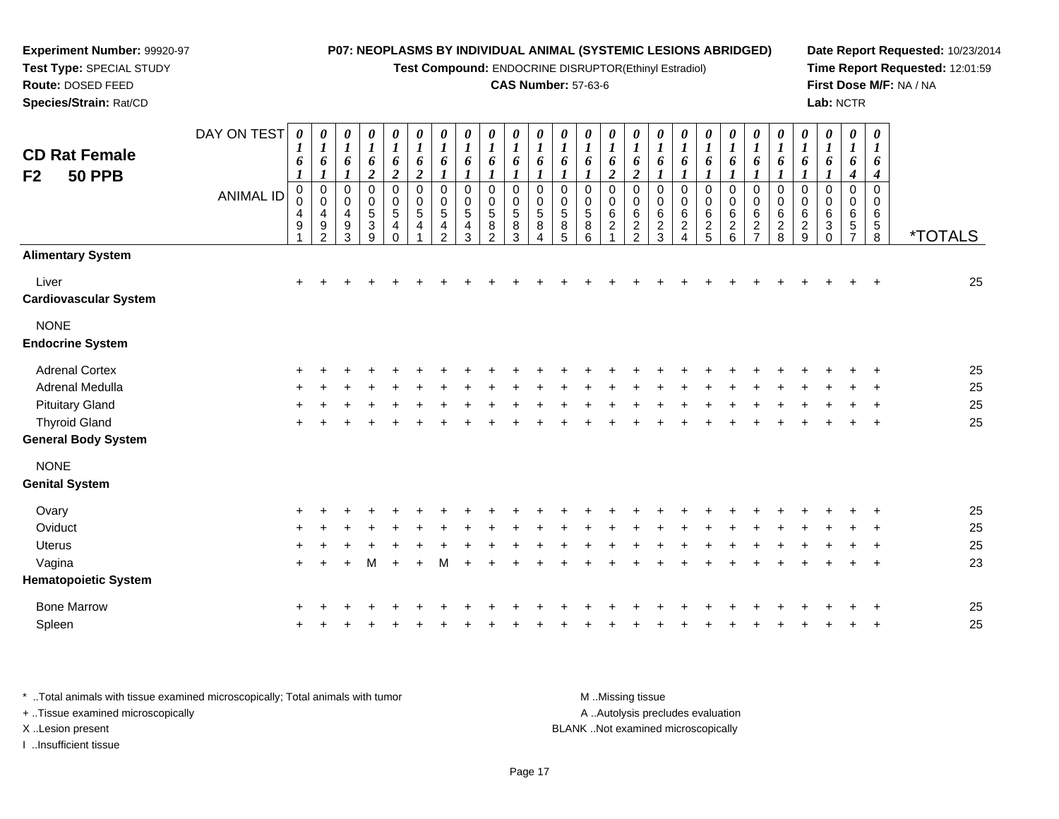**Experiment Number:** 99920-97
**Test Type:** SPECIAL STUDY
**Route:** DOSED FEED
**Species/Strain:** Rat/CD

**P07: NEOPLASMS BY INDIVIDUAL ANIMAL (SYSTEMIC LESIONS ABRIDGED)**
**Test Compound:** ENDOCRINE DISRUPTOR(Ethinyl Estradiol)
**CAS Number:** 57-63-6

**Date Report Requested:** 10/23/2014
**Time Report Requested:** 12:01:59
**First Dose M/F:** NA / NA
**Lab:** NCTR

## CD Rat Female F2 50 PPB

| DAY ON TEST | 0161 | 0161 | 0161 | 0162 | 0162 | 0162 | 0161 | 0161 | 0161 | 0161 | 0161 | 0161 | 0161 | 0162 | 0162 | 0161 | 0161 | 0161 | 0161 | 0161 | 0161 | 0161 | 0161 | 0164 | 0164 | |
|---|---|---|---|---|---|---|---|---|---|---|---|---|---|---|---|---|---|---|---|---|---|---|---|---|---|---|
| **ANIMAL ID** | 00491 | 00492 | 00493 | 00539 | 00540 | 00541 | 00542 | 00543 | 00582 | 00583 | 00584 | 00585 | 00586 | 00621 | 00622 | 00623 | 00624 | 00625 | 00626 | 00627 | 00628 | 00629 | 00630 | 00657 | 00658 | ***TOTALS** |
| **Alimentary System** | | | | | | | | | | | | | | | | | | | | | | | | | | |
| Liver | + | + | + | + | + | + | + | + | + | + | + | + | + | + | + | + | + | + | + | + | + | + | + | + | + | 25 |
| **Cardiovascular System** | | | | | | | | | | | | | | | | | | | | | | | | | | |
| NONE | | | | | | | | | | | | | | | | | | | | | | | | | | |
| **Endocrine System** | | | | | | | | | | | | | | | | | | | | | | | | | | |
| Adrenal Cortex | + | + | + | + | + | + | + | + | + | + | + | + | + | + | + | + | + | + | + | + | + | + | + | + | + | 25 |
| Adrenal Medulla | + | + | + | + | + | + | + | + | + | + | + | + | + | + | + | + | + | + | + | + | + | + | + | + | + | 25 |
| Pituitary Gland | + | + | + | + | + | + | + | + | + | + | + | + | + | + | + | + | + | + | + | + | + | + | + | + | + | 25 |
| Thyroid Gland | + | + | + | + | + | + | + | + | + | + | + | + | + | + | + | + | + | + | + | + | + | + | + | + | + | 25 |
| **General Body System** | | | | | | | | | | | | | | | | | | | | | | | | | | |
| NONE | | | | | | | | | | | | | | | | | | | | | | | | | | |
| **Genital System** | | | | | | | | | | | | | | | | | | | | | | | | | | |
| Ovary | + | + | + | + | + | + | + | + | + | + | + | + | + | + | + | + | + | + | + | + | + | + | + | + | + | 25 |
| Oviduct | + | + | + | + | + | + | + | + | + | + | + | + | + | + | + | + | + | + | + | + | + | + | + | + | + | 25 |
| Uterus | + | + | + | + | + | + | + | + | + | + | + | + | + | + | + | + | + | + | + | + | + | + | + | + | + | 25 |
| Vagina | + | + | + | M | + | + | M | + | + | + | + | + | + | + | + | + | + | + | + | + | + | + | + | + | + | 23 |
| **Hematopoietic System** | | | | | | | | | | | | | | | | | | | | | | | | | | |
| Bone Marrow | + | + | + | + | + | + | + | + | + | + | + | + | + | + | + | + | + | + | + | + | + | + | + | + | + | 25 |
| Spleen | + | + | + | + | + | + | + | + | + | + | + | + | + | + | + | + | + | + | + | + | + | + | + | + | + | 25 |

\* ..Total animals with tissue examined microscopically; Total animals with tumor
\+ ..Tissue examined microscopically
X ..Lesion present
I ..Insufficient tissue

M ..Missing tissue
A ..Autolysis precludes evaluation
BLANK ..Not examined microscopically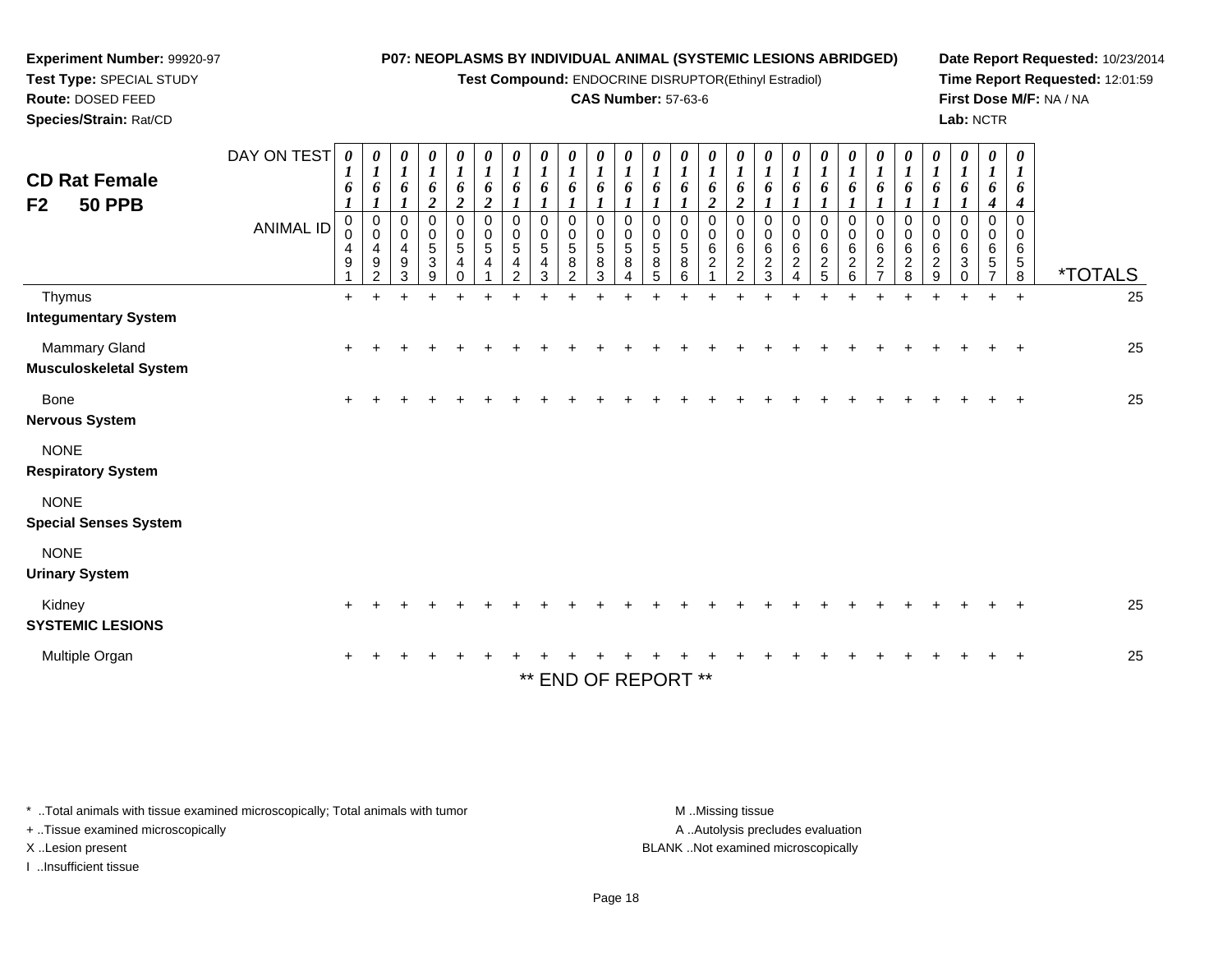**Experiment Number:** 99920-97
**Test Type:** SPECIAL STUDY
**Route:** DOSED FEED
**Species/Strain:** Rat/CD

**P07: NEOPLASMS BY INDIVIDUAL ANIMAL (SYSTEMIC LESIONS ABRIDGED)**
**Test Compound:** ENDOCRINE DISRUPTOR(Ethinyl Estradiol)
**CAS Number:** 57-63-6

**Date Report Requested:** 10/23/2014
**Time Report Requested:** 12:01:59
**First Dose M/F:** NA / NA
**Lab:** NCTR

## CD Rat Female
## F2 50 PPB

| DAY ON TEST | 0161 | 0161 | 0161 | 0162 | 0162 | 0162 | 0161 | 0161 | 0161 | 0161 | 0161 | 0161 | 0161 | 0162 | 0162 | 0161 | 0161 | 0161 | 0161 | 0161 | 0161 | 0161 | 0161 | 0164 | 0164 | |
|---|---|---|---|---|---|---|---|---|---|---|---|---|---|---|---|---|---|---|---|---|---|---|---|---|---|---|
| **ANIMAL ID** | 00491 | 00492 | 00493 | 00539 | 00540 | 00541 | 00542 | 00543 | 00582 | 00583 | 00584 | 00585 | 00586 | 00621 | 00622 | 00623 | 00624 | 00625 | 00626 | 00627 | 00628 | 00629 | 00630 | 00657 | 00658 | ***TOTALS** |
| Thymus | + | + | + | + | + | + | + | + | + | + | + | + | + | + | + | + | + | + | + | + | + | + | + | + | + | 25 |
| **Integumentary System** | | | | | | | | | | | | | | | | | | | | | | | | | | |
| Mammary Gland | + | + | + | + | + | + | + | + | + | + | + | + | + | + | + | + | + | + | + | + | + | + | + | + | + | 25 |
| **Musculoskeletal System** | | | | | | | | | | | | | | | | | | | | | | | | | | |
| Bone | + | + | + | + | + | + | + | + | + | + | + | + | + | + | + | + | + | + | + | + | + | + | + | + | + | 25 |
| **Nervous System** | | | | | | | | | | | | | | | | | | | | | | | | | | |
| NONE | | | | | | | | | | | | | | | | | | | | | | | | | | |
| **Respiratory System** | | | | | | | | | | | | | | | | | | | | | | | | | | |
| NONE | | | | | | | | | | | | | | | | | | | | | | | | | | |
| **Special Senses System** | | | | | | | | | | | | | | | | | | | | | | | | | | |
| NONE | | | | | | | | | | | | | | | | | | | | | | | | | | |
| **Urinary System** | | | | | | | | | | | | | | | | | | | | | | | | | | |
| Kidney | + | + | + | + | + | + | + | + | + | + | + | + | + | + | + | + | + | + | + | + | + | + | + | + | + | 25 |
| **SYSTEMIC LESIONS** | | | | | | | | | | | | | | | | | | | | | | | | | | |
| Multiple Organ | + | + | + | + | + | + | + | + | + | + | + | + | + | + | + | + | + | + | + | + | + | + | + | + | + | 25 |

** END OF REPORT **

* ..Total animals with tissue examined microscopically; Total animals with tumor
+ ..Tissue examined microscopically
X ..Lesion present
I ..Insufficient tissue

M ..Missing tissue
A ..Autolysis precludes evaluation
BLANK ..Not examined microscopically